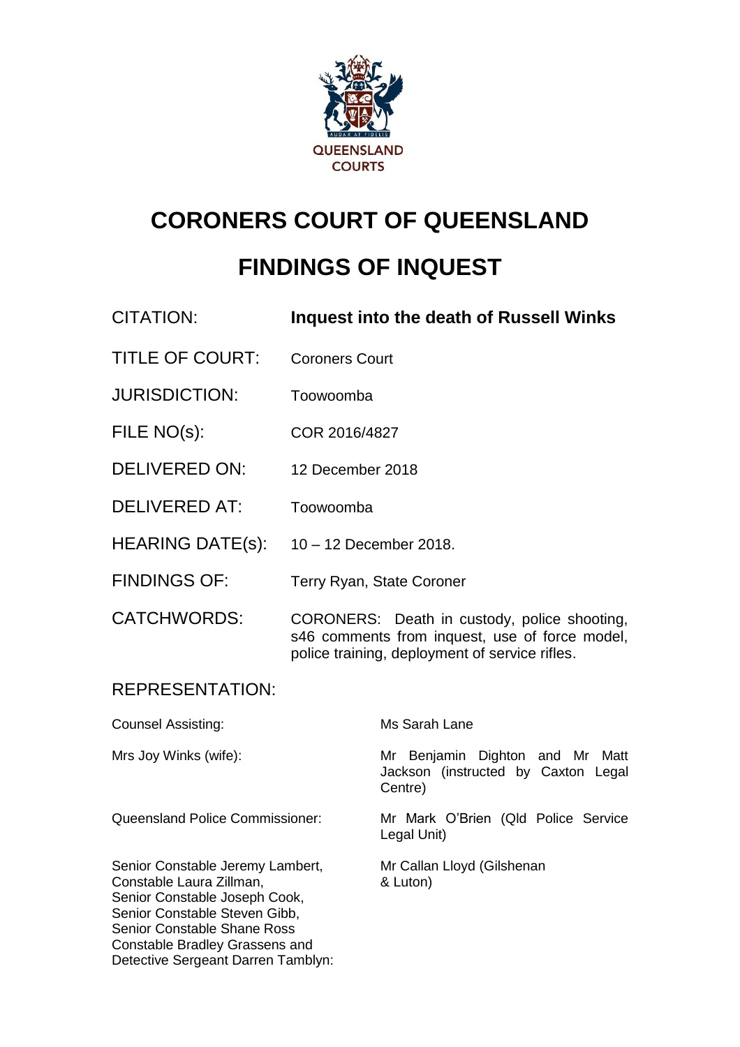QUEENSLAND COURTS

# CORONERS COURT OF QUEENSLAND

# FINDINGS OF INQUEST

| | |
|---|---|
| CITATION: | **Inquest into the death of Russell Winks** |
| TITLE OF COURT: | Coroners Court |
| JURISDICTION: | Toowoomba |
| FILE NO(s): | COR 2016/4827 |
| DELIVERED ON: | 12 December 2018 |
| DELIVERED AT: | Toowoomba |
| HEARING DATE(s): | 10 – 12 December 2018. |
| FINDINGS OF: | Terry Ryan, State Coroner |
| CATCHWORDS: | CORONERS: Death in custody, police shooting, s46 comments from inquest, use of force model, police training, deployment of service rifles. |

REPRESENTATION:

| | |
|---|---|
| Counsel Assisting: | Ms Sarah Lane |
| Mrs Joy Winks (wife): | Mr Benjamin Dighton and Mr Matt Jackson (instructed by Caxton Legal Centre) |
| Queensland Police Commissioner: | Mr Mark O'Brien (Qld Police Service Legal Unit) |
| Senior Constable Jeremy Lambert, Constable Laura Zillman, Senior Constable Joseph Cook, Senior Constable Steven Gibb, Senior Constable Shane Ross Constable Bradley Grassens and Detective Sergeant Darren Tamblyn: | Mr Callan Lloyd (Gilshenan & Luton) |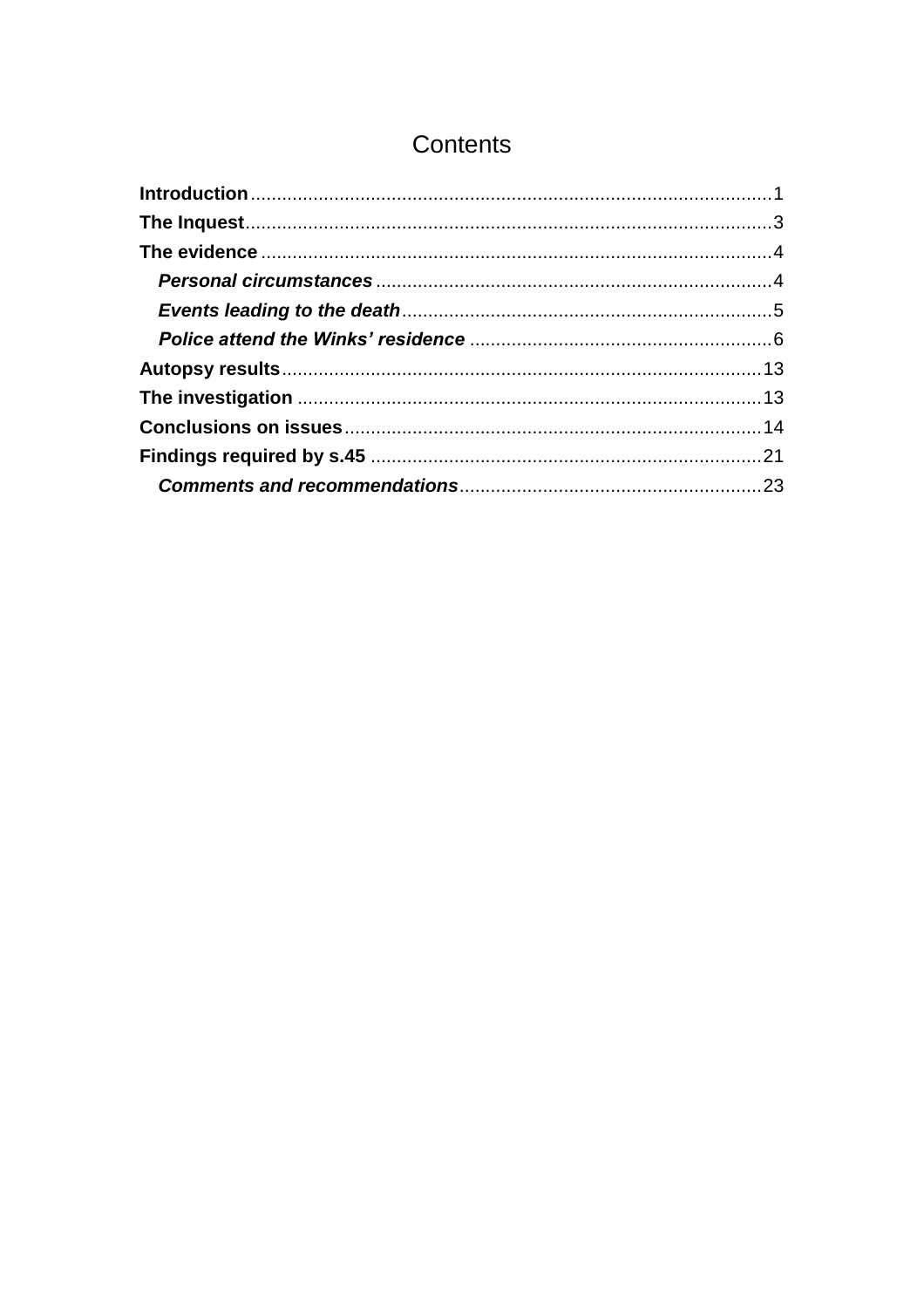# Contents

**Introduction** .................................................................................................1
**The Inquest** ....................................................................................................3
**The evidence** ..................................................................................................4
    ***Personal circumstances*** ..........................................................................4
    ***Events leading to the death*** ......................................................................5
    ***Police attend the Winks' residence*** ..........................................................6
**Autopsy results** ............................................................................................13
**The investigation** .........................................................................................13
**Conclusions on issues** .................................................................................14
**Findings required by s.45** ...........................................................................21
    ***Comments and recommendations*** .........................................................23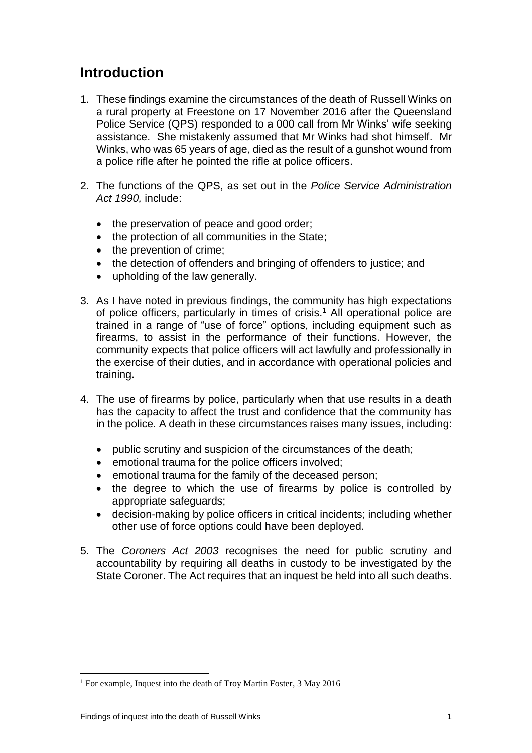## Introduction

1. These findings examine the circumstances of the death of Russell Winks on a rural property at Freestone on 17 November 2016 after the Queensland Police Service (QPS) responded to a 000 call from Mr Winks' wife seeking assistance. She mistakenly assumed that Mr Winks had shot himself. Mr Winks, who was 65 years of age, died as the result of a gunshot wound from a police rifle after he pointed the rifle at police officers.

2. The functions of the QPS, as set out in the *Police Service Administration Act 1990,* include:

   - the preservation of peace and good order;
   - the protection of all communities in the State;
   - the prevention of crime;
   - the detection of offenders and bringing of offenders to justice; and
   - upholding of the law generally.

3. As I have noted in previous findings, the community has high expectations of police officers, particularly in times of crisis.[1] All operational police are trained in a range of "use of force" options, including equipment such as firearms, to assist in the performance of their functions. However, the community expects that police officers will act lawfully and professionally in the exercise of their duties, and in accordance with operational policies and training.

4. The use of firearms by police, particularly when that use results in a death has the capacity to affect the trust and confidence that the community has in the police. A death in these circumstances raises many issues, including:

   - public scrutiny and suspicion of the circumstances of the death;
   - emotional trauma for the police officers involved;
   - emotional trauma for the family of the deceased person;
   - the degree to which the use of firearms by police is controlled by appropriate safeguards;
   - decision-making by police officers in critical incidents; including whether other use of force options could have been deployed.

5. The *Coroners Act 2003* recognises the need for public scrutiny and accountability by requiring all deaths in custody to be investigated by the State Coroner. The Act requires that an inquest be held into all such deaths.

---

[1] For example, Inquest into the death of Troy Martin Foster, 3 May 2016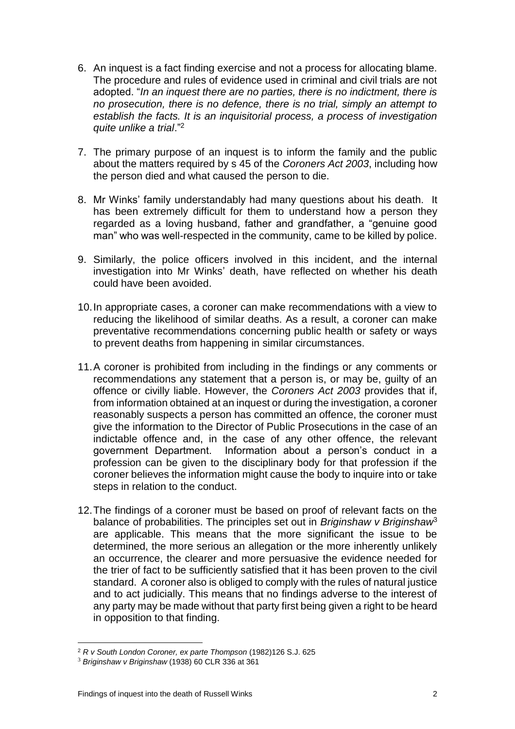6. An inquest is a fact finding exercise and not a process for allocating blame. The procedure and rules of evidence used in criminal and civil trials are not adopted. "*In an inquest there are no parties, there is no indictment, there is no prosecution, there is no defence, there is no trial, simply an attempt to establish the facts. It is an inquisitorial process, a process of investigation quite unlike a trial*."[2]

7. The primary purpose of an inquest is to inform the family and the public about the matters required by s 45 of the *Coroners Act 2003*, including how the person died and what caused the person to die.

8. Mr Winks' family understandably had many questions about his death. It has been extremely difficult for them to understand how a person they regarded as a loving husband, father and grandfather, a "genuine good man" who was well-respected in the community, came to be killed by police.

9. Similarly, the police officers involved in this incident, and the internal investigation into Mr Winks' death, have reflected on whether his death could have been avoided.

10. In appropriate cases, a coroner can make recommendations with a view to reducing the likelihood of similar deaths. As a result, a coroner can make preventative recommendations concerning public health or safety or ways to prevent deaths from happening in similar circumstances.

11. A coroner is prohibited from including in the findings or any comments or recommendations any statement that a person is, or may be, guilty of an offence or civilly liable. However, the *Coroners Act 2003* provides that if, from information obtained at an inquest or during the investigation, a coroner reasonably suspects a person has committed an offence, the coroner must give the information to the Director of Public Prosecutions in the case of an indictable offence and, in the case of any other offence, the relevant government Department. Information about a person's conduct in a profession can be given to the disciplinary body for that profession if the coroner believes the information might cause the body to inquire into or take steps in relation to the conduct.

12. The findings of a coroner must be based on proof of relevant facts on the balance of probabilities. The principles set out in *Briginshaw v Briginshaw*[3] are applicable. This means that the more significant the issue to be determined, the more serious an allegation or the more inherently unlikely an occurrence, the clearer and more persuasive the evidence needed for the trier of fact to be sufficiently satisfied that it has been proven to the civil standard. A coroner also is obliged to comply with the rules of natural justice and to act judicially. This means that no findings adverse to the interest of any party may be made without that party first being given a right to be heard in opposition to that finding.

---

[2] *R v South London Coroner, ex parte Thompson* (1982)126 S.J. 625

[3] *Briginshaw v Briginshaw* (1938) 60 CLR 336 at 361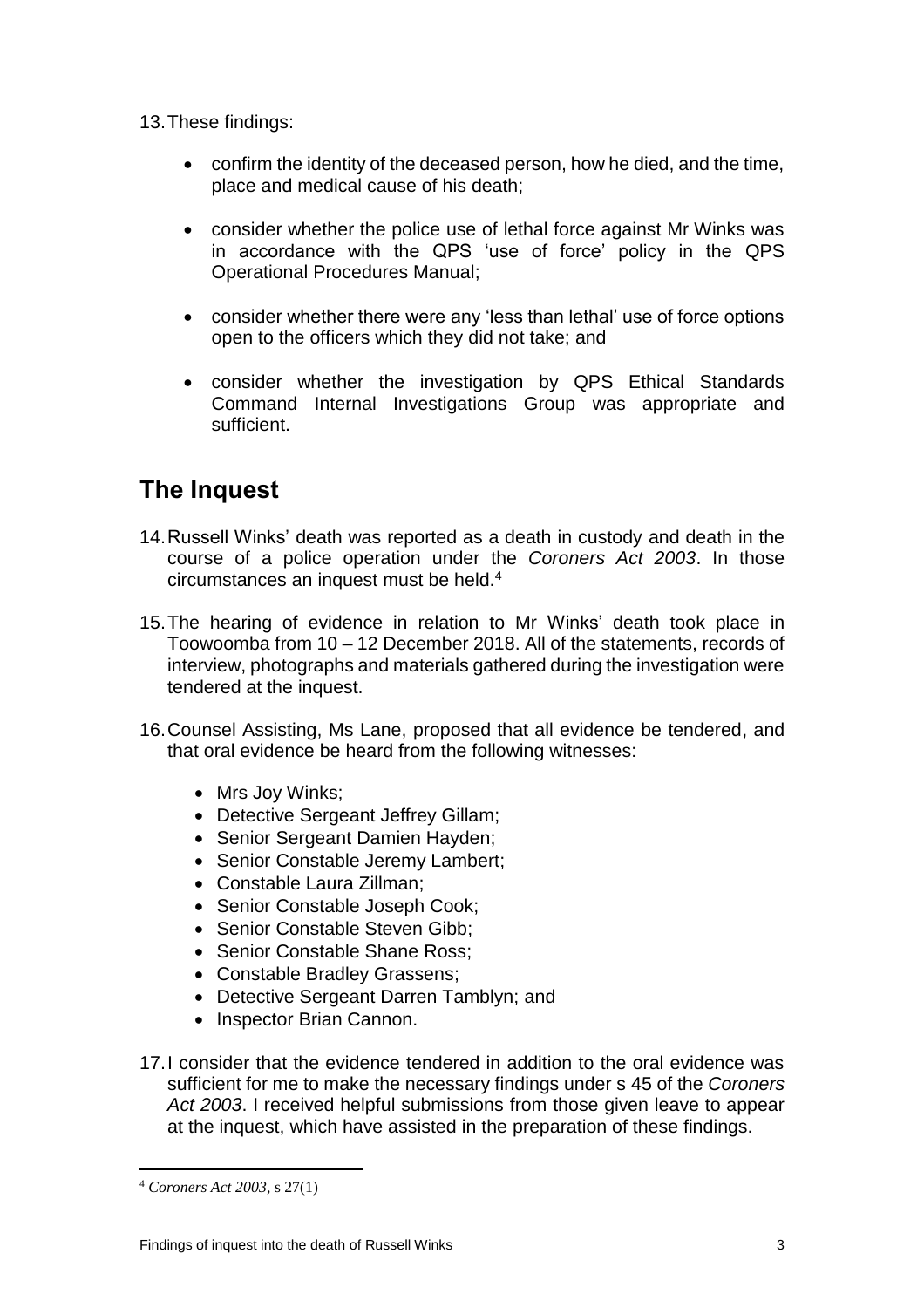13. These findings:

- confirm the identity of the deceased person, how he died, and the time, place and medical cause of his death;
- consider whether the police use of lethal force against Mr Winks was in accordance with the QPS 'use of force' policy in the QPS Operational Procedures Manual;
- consider whether there were any 'less than lethal' use of force options open to the officers which they did not take; and
- consider whether the investigation by QPS Ethical Standards Command Internal Investigations Group was appropriate and sufficient.

## The Inquest

14. Russell Winks' death was reported as a death in custody and death in the course of a police operation under the *Coroners Act 2003*. In those circumstances an inquest must be held.[4]

15. The hearing of evidence in relation to Mr Winks' death took place in Toowoomba from 10 – 12 December 2018. All of the statements, records of interview, photographs and materials gathered during the investigation were tendered at the inquest.

16. Counsel Assisting, Ms Lane, proposed that all evidence be tendered, and that oral evidence be heard from the following witnesses:
    - Mrs Joy Winks;
    - Detective Sergeant Jeffrey Gillam;
    - Senior Sergeant Damien Hayden;
    - Senior Constable Jeremy Lambert;
    - Constable Laura Zillman;
    - Senior Constable Joseph Cook;
    - Senior Constable Steven Gibb;
    - Senior Constable Shane Ross;
    - Constable Bradley Grassens;
    - Detective Sergeant Darren Tamblyn; and
    - Inspector Brian Cannon.

17. I consider that the evidence tendered in addition to the oral evidence was sufficient for me to make the necessary findings under s 45 of the *Coroners Act 2003*. I received helpful submissions from those given leave to appear at the inquest, which have assisted in the preparation of these findings.

[4] *Coroners Act 2003*, s 27(1)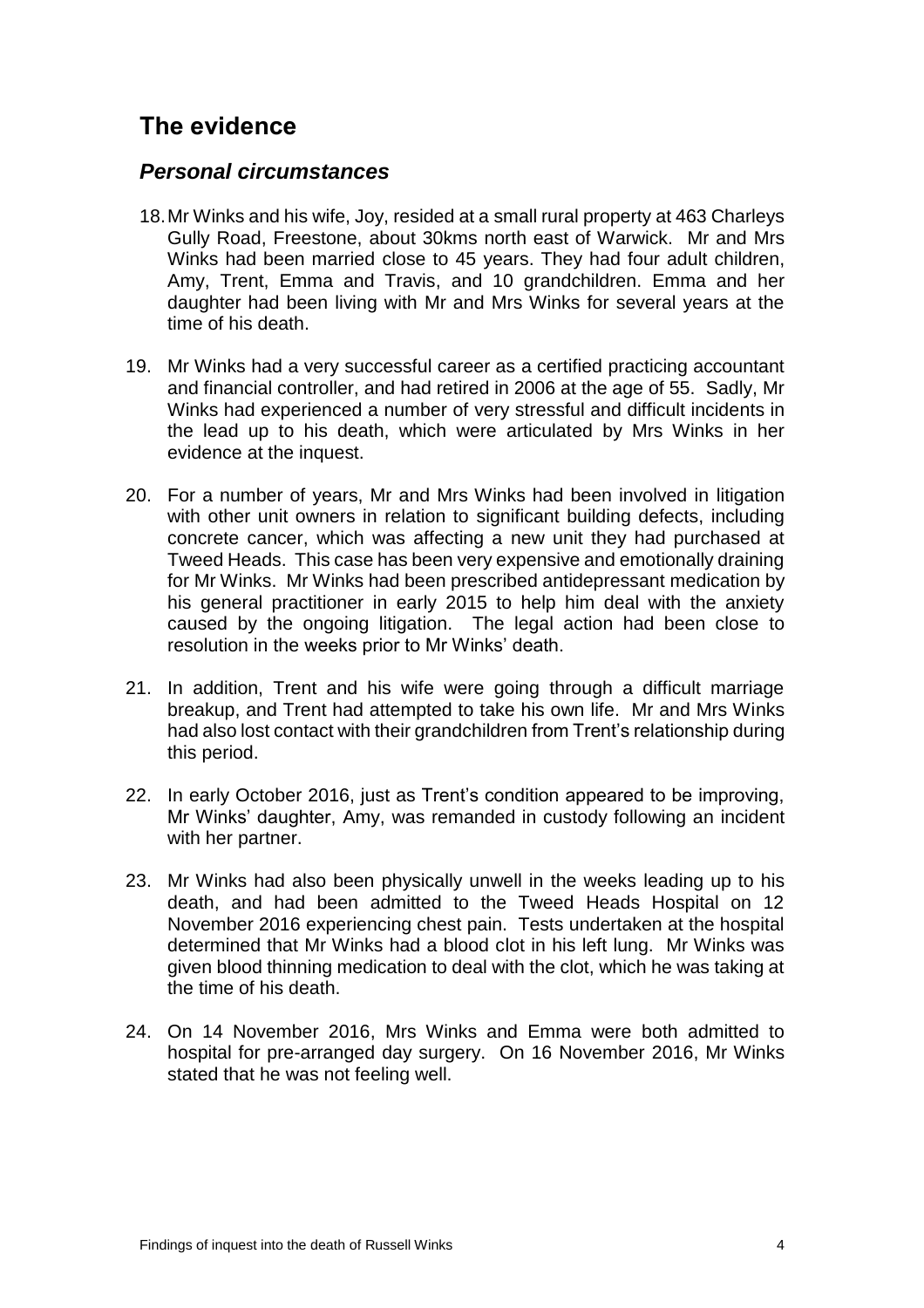## The evidence

### *Personal circumstances*

18. Mr Winks and his wife, Joy, resided at a small rural property at 463 Charleys Gully Road, Freestone, about 30kms north east of Warwick. Mr and Mrs Winks had been married close to 45 years. They had four adult children, Amy, Trent, Emma and Travis, and 10 grandchildren. Emma and her daughter had been living with Mr and Mrs Winks for several years at the time of his death.

19. Mr Winks had a very successful career as a certified practicing accountant and financial controller, and had retired in 2006 at the age of 55. Sadly, Mr Winks had experienced a number of very stressful and difficult incidents in the lead up to his death, which were articulated by Mrs Winks in her evidence at the inquest.

20. For a number of years, Mr and Mrs Winks had been involved in litigation with other unit owners in relation to significant building defects, including concrete cancer, which was affecting a new unit they had purchased at Tweed Heads. This case has been very expensive and emotionally draining for Mr Winks. Mr Winks had been prescribed antidepressant medication by his general practitioner in early 2015 to help him deal with the anxiety caused by the ongoing litigation. The legal action had been close to resolution in the weeks prior to Mr Winks' death.

21. In addition, Trent and his wife were going through a difficult marriage breakup, and Trent had attempted to take his own life. Mr and Mrs Winks had also lost contact with their grandchildren from Trent's relationship during this period.

22. In early October 2016, just as Trent's condition appeared to be improving, Mr Winks' daughter, Amy, was remanded in custody following an incident with her partner.

23. Mr Winks had also been physically unwell in the weeks leading up to his death, and had been admitted to the Tweed Heads Hospital on 12 November 2016 experiencing chest pain. Tests undertaken at the hospital determined that Mr Winks had a blood clot in his left lung. Mr Winks was given blood thinning medication to deal with the clot, which he was taking at the time of his death.

24. On 14 November 2016, Mrs Winks and Emma were both admitted to hospital for pre-arranged day surgery. On 16 November 2016, Mr Winks stated that he was not feeling well.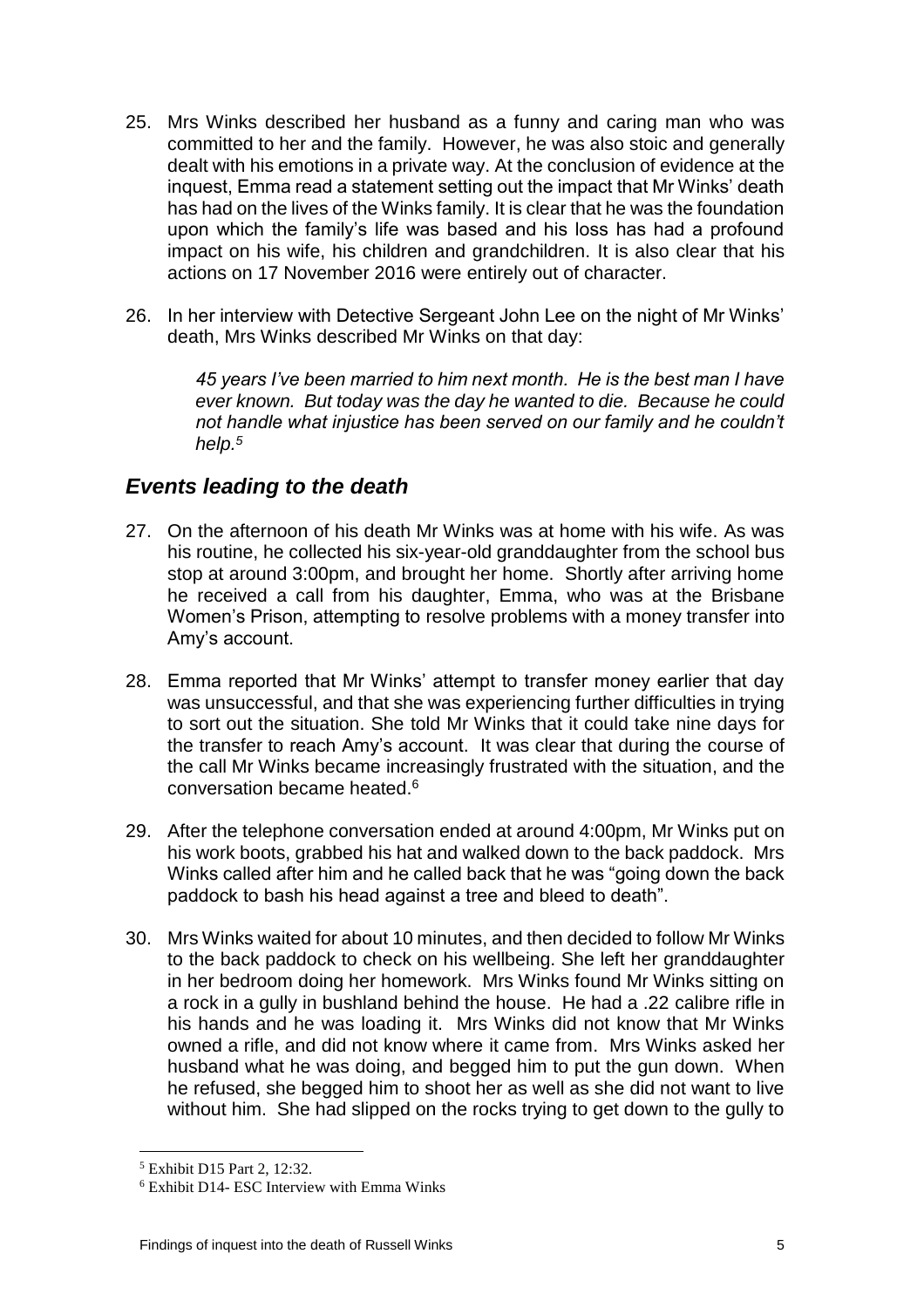25. Mrs Winks described her husband as a funny and caring man who was committed to her and the family. However, he was also stoic and generally dealt with his emotions in a private way. At the conclusion of evidence at the inquest, Emma read a statement setting out the impact that Mr Winks' death has had on the lives of the Winks family. It is clear that he was the foundation upon which the family's life was based and his loss has had a profound impact on his wife, his children and grandchildren. It is also clear that his actions on 17 November 2016 were entirely out of character.

26. In her interview with Detective Sergeant John Lee on the night of Mr Winks' death, Mrs Winks described Mr Winks on that day:

> *45 years I've been married to him next month. He is the best man I have ever known. But today was the day he wanted to die. Because he could not handle what injustice has been served on our family and he couldn't help.*[5]

## *Events leading to the death*

27. On the afternoon of his death Mr Winks was at home with his wife. As was his routine, he collected his six-year-old granddaughter from the school bus stop at around 3:00pm, and brought her home. Shortly after arriving home he received a call from his daughter, Emma, who was at the Brisbane Women's Prison, attempting to resolve problems with a money transfer into Amy's account.

28. Emma reported that Mr Winks' attempt to transfer money earlier that day was unsuccessful, and that she was experiencing further difficulties in trying to sort out the situation. She told Mr Winks that it could take nine days for the transfer to reach Amy's account. It was clear that during the course of the call Mr Winks became increasingly frustrated with the situation, and the conversation became heated.[6]

29. After the telephone conversation ended at around 4:00pm, Mr Winks put on his work boots, grabbed his hat and walked down to the back paddock. Mrs Winks called after him and he called back that he was "going down the back paddock to bash his head against a tree and bleed to death".

30. Mrs Winks waited for about 10 minutes, and then decided to follow Mr Winks to the back paddock to check on his wellbeing. She left her granddaughter in her bedroom doing her homework. Mrs Winks found Mr Winks sitting on a rock in a gully in bushland behind the house. He had a .22 calibre rifle in his hands and he was loading it. Mrs Winks did not know that Mr Winks owned a rifle, and did not know where it came from. Mrs Winks asked her husband what he was doing, and begged him to put the gun down. When he refused, she begged him to shoot her as well as she did not want to live without him. She had slipped on the rocks trying to get down to the gully to

---

[5] Exhibit D15 Part 2, 12:32.

[6] Exhibit D14- ESC Interview with Emma Winks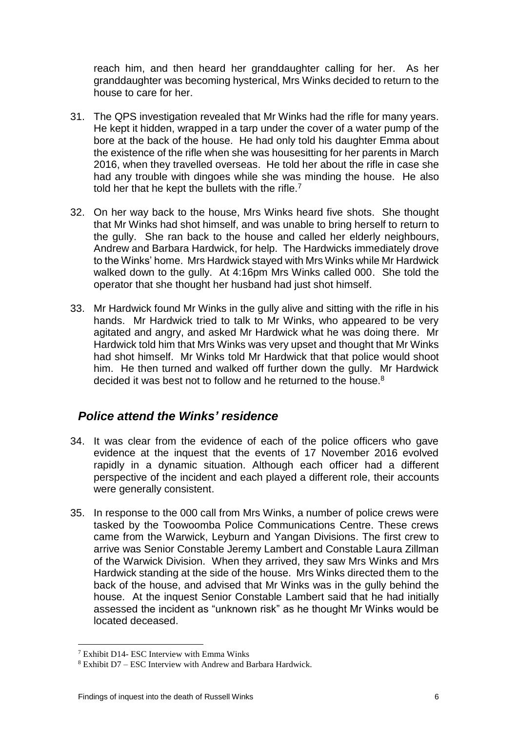reach him, and then heard her granddaughter calling for her. As her granddaughter was becoming hysterical, Mrs Winks decided to return to the house to care for her.

31. The QPS investigation revealed that Mr Winks had the rifle for many years. He kept it hidden, wrapped in a tarp under the cover of a water pump of the bore at the back of the house. He had only told his daughter Emma about the existence of the rifle when she was housesitting for her parents in March 2016, when they travelled overseas. He told her about the rifle in case she had any trouble with dingoes while she was minding the house. He also told her that he kept the bullets with the rifle.[7]

32. On her way back to the house, Mrs Winks heard five shots. She thought that Mr Winks had shot himself, and was unable to bring herself to return to the gully. She ran back to the house and called her elderly neighbours, Andrew and Barbara Hardwick, for help. The Hardwicks immediately drove to the Winks' home. Mrs Hardwick stayed with Mrs Winks while Mr Hardwick walked down to the gully. At 4:16pm Mrs Winks called 000. She told the operator that she thought her husband had just shot himself.

33. Mr Hardwick found Mr Winks in the gully alive and sitting with the rifle in his hands. Mr Hardwick tried to talk to Mr Winks, who appeared to be very agitated and angry, and asked Mr Hardwick what he was doing there. Mr Hardwick told him that Mrs Winks was very upset and thought that Mr Winks had shot himself. Mr Winks told Mr Hardwick that that police would shoot him. He then turned and walked off further down the gully. Mr Hardwick decided it was best not to follow and he returned to the house.[8]

## *Police attend the Winks' residence*

34. It was clear from the evidence of each of the police officers who gave evidence at the inquest that the events of 17 November 2016 evolved rapidly in a dynamic situation. Although each officer had a different perspective of the incident and each played a different role, their accounts were generally consistent.

35. In response to the 000 call from Mrs Winks, a number of police crews were tasked by the Toowoomba Police Communications Centre. These crews came from the Warwick, Leyburn and Yangan Divisions. The first crew to arrive was Senior Constable Jeremy Lambert and Constable Laura Zillman of the Warwick Division. When they arrived, they saw Mrs Winks and Mrs Hardwick standing at the side of the house. Mrs Winks directed them to the back of the house, and advised that Mr Winks was in the gully behind the house. At the inquest Senior Constable Lambert said that he had initially assessed the incident as "unknown risk" as he thought Mr Winks would be located deceased.

---

[7] Exhibit D14- ESC Interview with Emma Winks

[8] Exhibit D7 – ESC Interview with Andrew and Barbara Hardwick.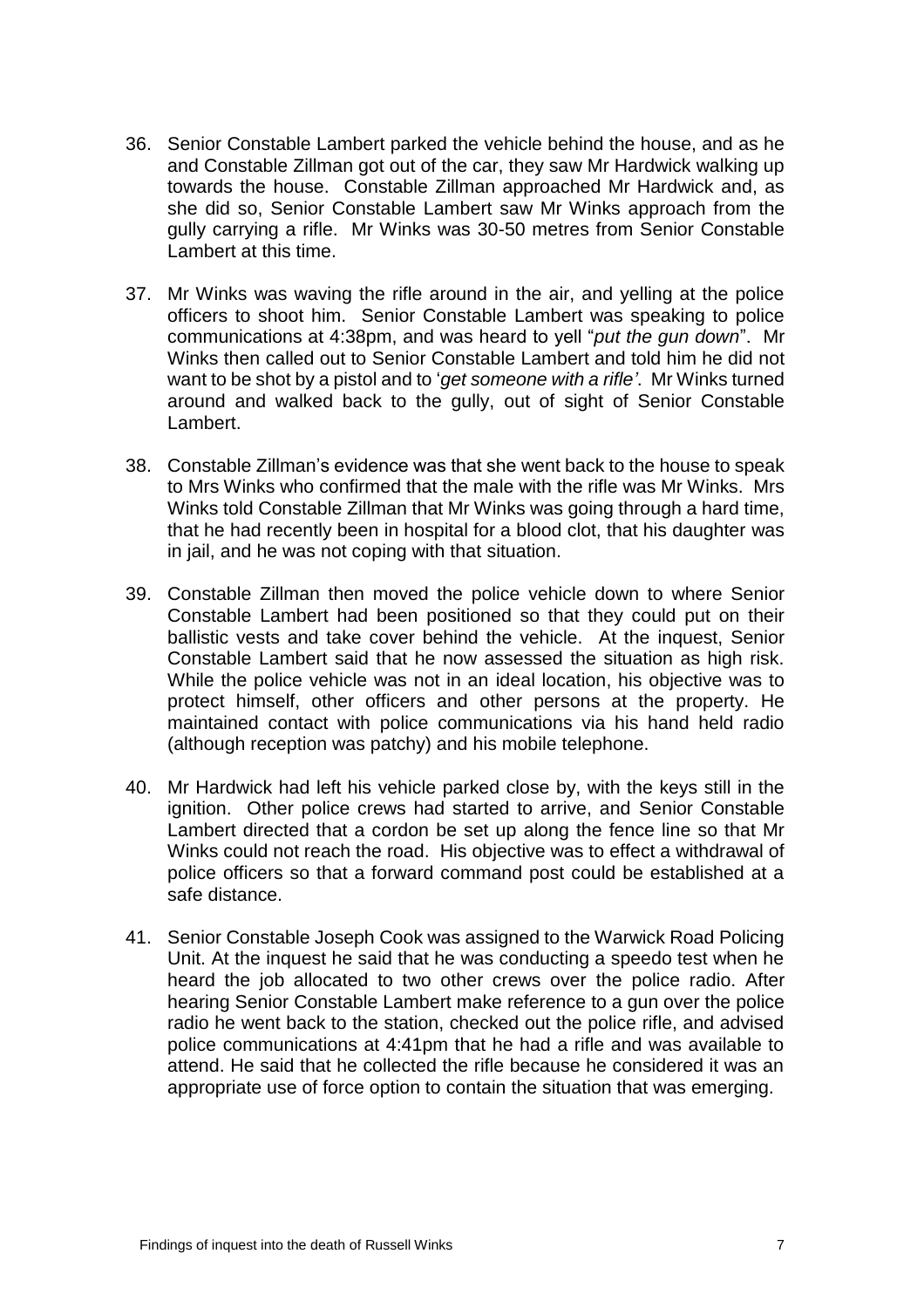36. Senior Constable Lambert parked the vehicle behind the house, and as he and Constable Zillman got out of the car, they saw Mr Hardwick walking up towards the house. Constable Zillman approached Mr Hardwick and, as she did so, Senior Constable Lambert saw Mr Winks approach from the gully carrying a rifle. Mr Winks was 30-50 metres from Senior Constable Lambert at this time.

37. Mr Winks was waving the rifle around in the air, and yelling at the police officers to shoot him. Senior Constable Lambert was speaking to police communications at 4:38pm, and was heard to yell "*put the gun down*". Mr Winks then called out to Senior Constable Lambert and told him he did not want to be shot by a pistol and to '*get someone with a rifle'*. Mr Winks turned around and walked back to the gully, out of sight of Senior Constable Lambert.

38. Constable Zillman's evidence was that she went back to the house to speak to Mrs Winks who confirmed that the male with the rifle was Mr Winks. Mrs Winks told Constable Zillman that Mr Winks was going through a hard time, that he had recently been in hospital for a blood clot, that his daughter was in jail, and he was not coping with that situation.

39. Constable Zillman then moved the police vehicle down to where Senior Constable Lambert had been positioned so that they could put on their ballistic vests and take cover behind the vehicle. At the inquest, Senior Constable Lambert said that he now assessed the situation as high risk. While the police vehicle was not in an ideal location, his objective was to protect himself, other officers and other persons at the property. He maintained contact with police communications via his hand held radio (although reception was patchy) and his mobile telephone.

40. Mr Hardwick had left his vehicle parked close by, with the keys still in the ignition. Other police crews had started to arrive, and Senior Constable Lambert directed that a cordon be set up along the fence line so that Mr Winks could not reach the road. His objective was to effect a withdrawal of police officers so that a forward command post could be established at a safe distance.

41. Senior Constable Joseph Cook was assigned to the Warwick Road Policing Unit. At the inquest he said that he was conducting a speedo test when he heard the job allocated to two other crews over the police radio. After hearing Senior Constable Lambert make reference to a gun over the police radio he went back to the station, checked out the police rifle, and advised police communications at 4:41pm that he had a rifle and was available to attend. He said that he collected the rifle because he considered it was an appropriate use of force option to contain the situation that was emerging.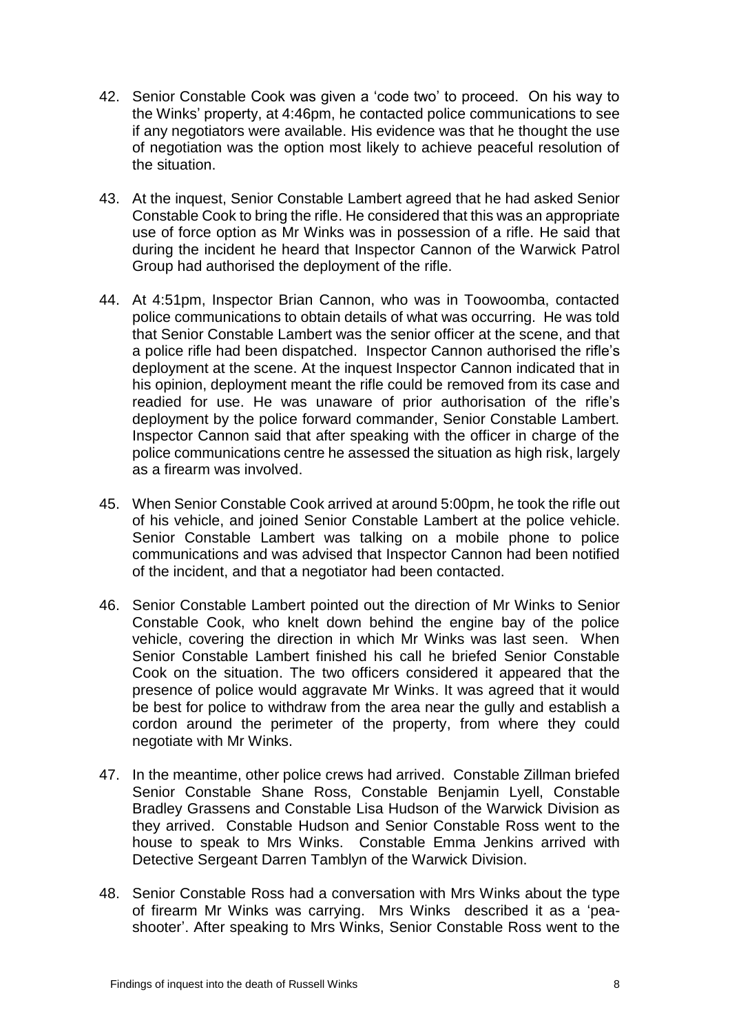42. Senior Constable Cook was given a 'code two' to proceed. On his way to the Winks' property, at 4:46pm, he contacted police communications to see if any negotiators were available. His evidence was that he thought the use of negotiation was the option most likely to achieve peaceful resolution of the situation.

43. At the inquest, Senior Constable Lambert agreed that he had asked Senior Constable Cook to bring the rifle. He considered that this was an appropriate use of force option as Mr Winks was in possession of a rifle. He said that during the incident he heard that Inspector Cannon of the Warwick Patrol Group had authorised the deployment of the rifle.

44. At 4:51pm, Inspector Brian Cannon, who was in Toowoomba, contacted police communications to obtain details of what was occurring. He was told that Senior Constable Lambert was the senior officer at the scene, and that a police rifle had been dispatched. Inspector Cannon authorised the rifle's deployment at the scene. At the inquest Inspector Cannon indicated that in his opinion, deployment meant the rifle could be removed from its case and readied for use. He was unaware of prior authorisation of the rifle's deployment by the police forward commander, Senior Constable Lambert. Inspector Cannon said that after speaking with the officer in charge of the police communications centre he assessed the situation as high risk, largely as a firearm was involved.

45. When Senior Constable Cook arrived at around 5:00pm, he took the rifle out of his vehicle, and joined Senior Constable Lambert at the police vehicle. Senior Constable Lambert was talking on a mobile phone to police communications and was advised that Inspector Cannon had been notified of the incident, and that a negotiator had been contacted.

46. Senior Constable Lambert pointed out the direction of Mr Winks to Senior Constable Cook, who knelt down behind the engine bay of the police vehicle, covering the direction in which Mr Winks was last seen. When Senior Constable Lambert finished his call he briefed Senior Constable Cook on the situation. The two officers considered it appeared that the presence of police would aggravate Mr Winks. It was agreed that it would be best for police to withdraw from the area near the gully and establish a cordon around the perimeter of the property, from where they could negotiate with Mr Winks.

47. In the meantime, other police crews had arrived. Constable Zillman briefed Senior Constable Shane Ross, Constable Benjamin Lyell, Constable Bradley Grassens and Constable Lisa Hudson of the Warwick Division as they arrived. Constable Hudson and Senior Constable Ross went to the house to speak to Mrs Winks. Constable Emma Jenkins arrived with Detective Sergeant Darren Tamblyn of the Warwick Division.

48. Senior Constable Ross had a conversation with Mrs Winks about the type of firearm Mr Winks was carrying. Mrs Winks described it as a 'pea-shooter'. After speaking to Mrs Winks, Senior Constable Ross went to the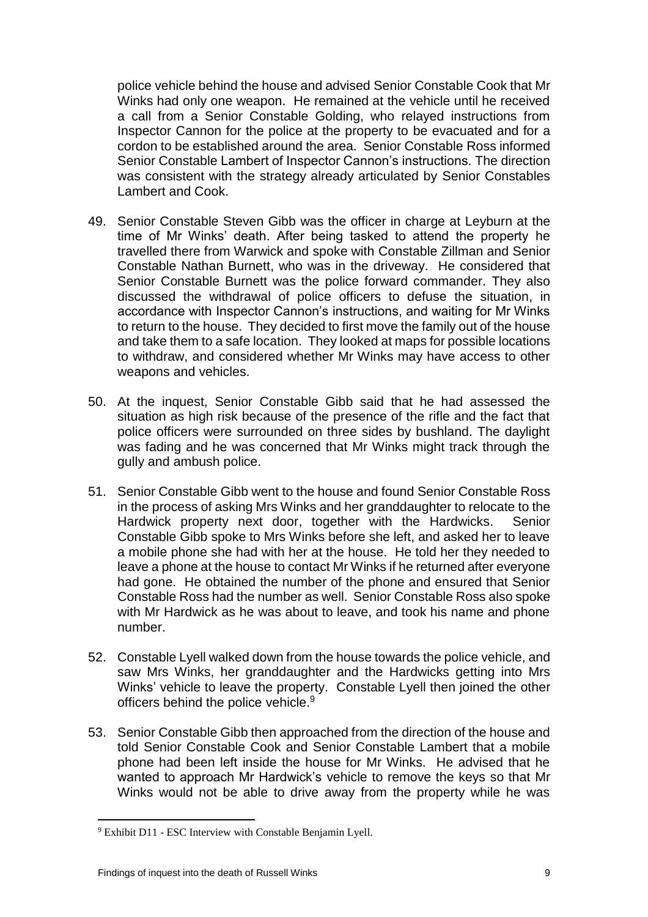police vehicle behind the house and advised Senior Constable Cook that Mr Winks had only one weapon. He remained at the vehicle until he received a call from a Senior Constable Golding, who relayed instructions from Inspector Cannon for the police at the property to be evacuated and for a cordon to be established around the area. Senior Constable Ross informed Senior Constable Lambert of Inspector Cannon's instructions. The direction was consistent with the strategy already articulated by Senior Constables Lambert and Cook.

49. Senior Constable Steven Gibb was the officer in charge at Leyburn at the time of Mr Winks' death. After being tasked to attend the property he travelled there from Warwick and spoke with Constable Zillman and Senior Constable Nathan Burnett, who was in the driveway. He considered that Senior Constable Burnett was the police forward commander. They also discussed the withdrawal of police officers to defuse the situation, in accordance with Inspector Cannon's instructions, and waiting for Mr Winks to return to the house. They decided to first move the family out of the house and take them to a safe location. They looked at maps for possible locations to withdraw, and considered whether Mr Winks may have access to other weapons and vehicles.

50. At the inquest, Senior Constable Gibb said that he had assessed the situation as high risk because of the presence of the rifle and the fact that police officers were surrounded on three sides by bushland. The daylight was fading and he was concerned that Mr Winks might track through the gully and ambush police.

51. Senior Constable Gibb went to the house and found Senior Constable Ross in the process of asking Mrs Winks and her granddaughter to relocate to the Hardwick property next door, together with the Hardwicks. Senior Constable Gibb spoke to Mrs Winks before she left, and asked her to leave a mobile phone she had with her at the house. He told her they needed to leave a phone at the house to contact Mr Winks if he returned after everyone had gone. He obtained the number of the phone and ensured that Senior Constable Ross had the number as well. Senior Constable Ross also spoke with Mr Hardwick as he was about to leave, and took his name and phone number.

52. Constable Lyell walked down from the house towards the police vehicle, and saw Mrs Winks, her granddaughter and the Hardwicks getting into Mrs Winks' vehicle to leave the property. Constable Lyell then joined the other officers behind the police vehicle.[9]

53. Senior Constable Gibb then approached from the direction of the house and told Senior Constable Cook and Senior Constable Lambert that a mobile phone had been left inside the house for Mr Winks. He advised that he wanted to approach Mr Hardwick's vehicle to remove the keys so that Mr Winks would not be able to drive away from the property while he was

[9] Exhibit D11 - ESC Interview with Constable Benjamin Lyell.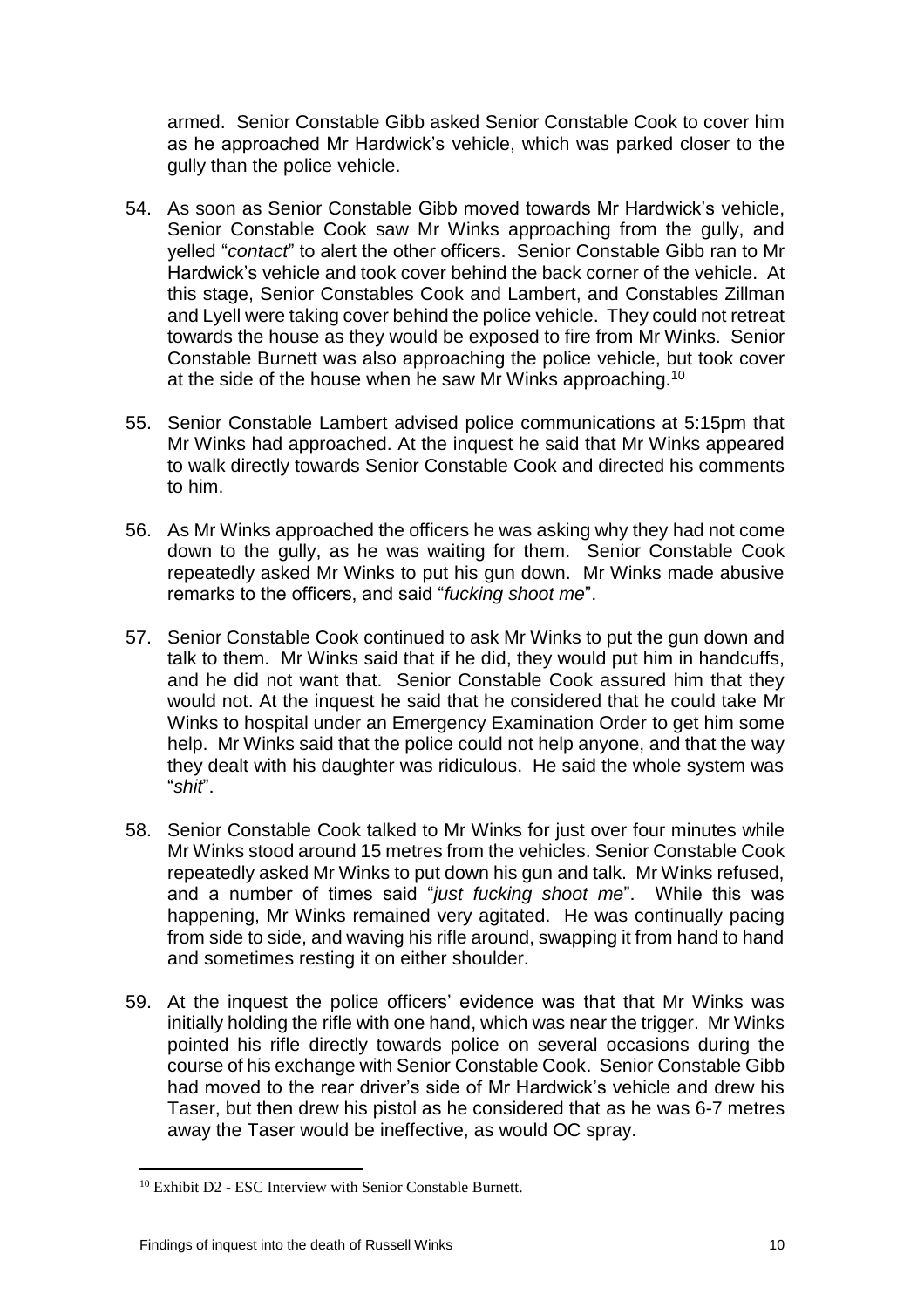armed. Senior Constable Gibb asked Senior Constable Cook to cover him as he approached Mr Hardwick's vehicle, which was parked closer to the gully than the police vehicle.

54. As soon as Senior Constable Gibb moved towards Mr Hardwick's vehicle, Senior Constable Cook saw Mr Winks approaching from the gully, and yelled "*contact*" to alert the other officers. Senior Constable Gibb ran to Mr Hardwick's vehicle and took cover behind the back corner of the vehicle. At this stage, Senior Constables Cook and Lambert, and Constables Zillman and Lyell were taking cover behind the police vehicle. They could not retreat towards the house as they would be exposed to fire from Mr Winks. Senior Constable Burnett was also approaching the police vehicle, but took cover at the side of the house when he saw Mr Winks approaching.[10]

55. Senior Constable Lambert advised police communications at 5:15pm that Mr Winks had approached. At the inquest he said that Mr Winks appeared to walk directly towards Senior Constable Cook and directed his comments to him.

56. As Mr Winks approached the officers he was asking why they had not come down to the gully, as he was waiting for them. Senior Constable Cook repeatedly asked Mr Winks to put his gun down. Mr Winks made abusive remarks to the officers, and said "*fucking shoot me*".

57. Senior Constable Cook continued to ask Mr Winks to put the gun down and talk to them. Mr Winks said that if he did, they would put him in handcuffs, and he did not want that. Senior Constable Cook assured him that they would not. At the inquest he said that he considered that he could take Mr Winks to hospital under an Emergency Examination Order to get him some help. Mr Winks said that the police could not help anyone, and that the way they dealt with his daughter was ridiculous. He said the whole system was "*shit*".

58. Senior Constable Cook talked to Mr Winks for just over four minutes while Mr Winks stood around 15 metres from the vehicles. Senior Constable Cook repeatedly asked Mr Winks to put down his gun and talk. Mr Winks refused, and a number of times said "*just fucking shoot me*". While this was happening, Mr Winks remained very agitated. He was continually pacing from side to side, and waving his rifle around, swapping it from hand to hand and sometimes resting it on either shoulder.

59. At the inquest the police officers' evidence was that that Mr Winks was initially holding the rifle with one hand, which was near the trigger. Mr Winks pointed his rifle directly towards police on several occasions during the course of his exchange with Senior Constable Cook. Senior Constable Gibb had moved to the rear driver's side of Mr Hardwick's vehicle and drew his Taser, but then drew his pistol as he considered that as he was 6-7 metres away the Taser would be ineffective, as would OC spray.

[10] Exhibit D2 - ESC Interview with Senior Constable Burnett.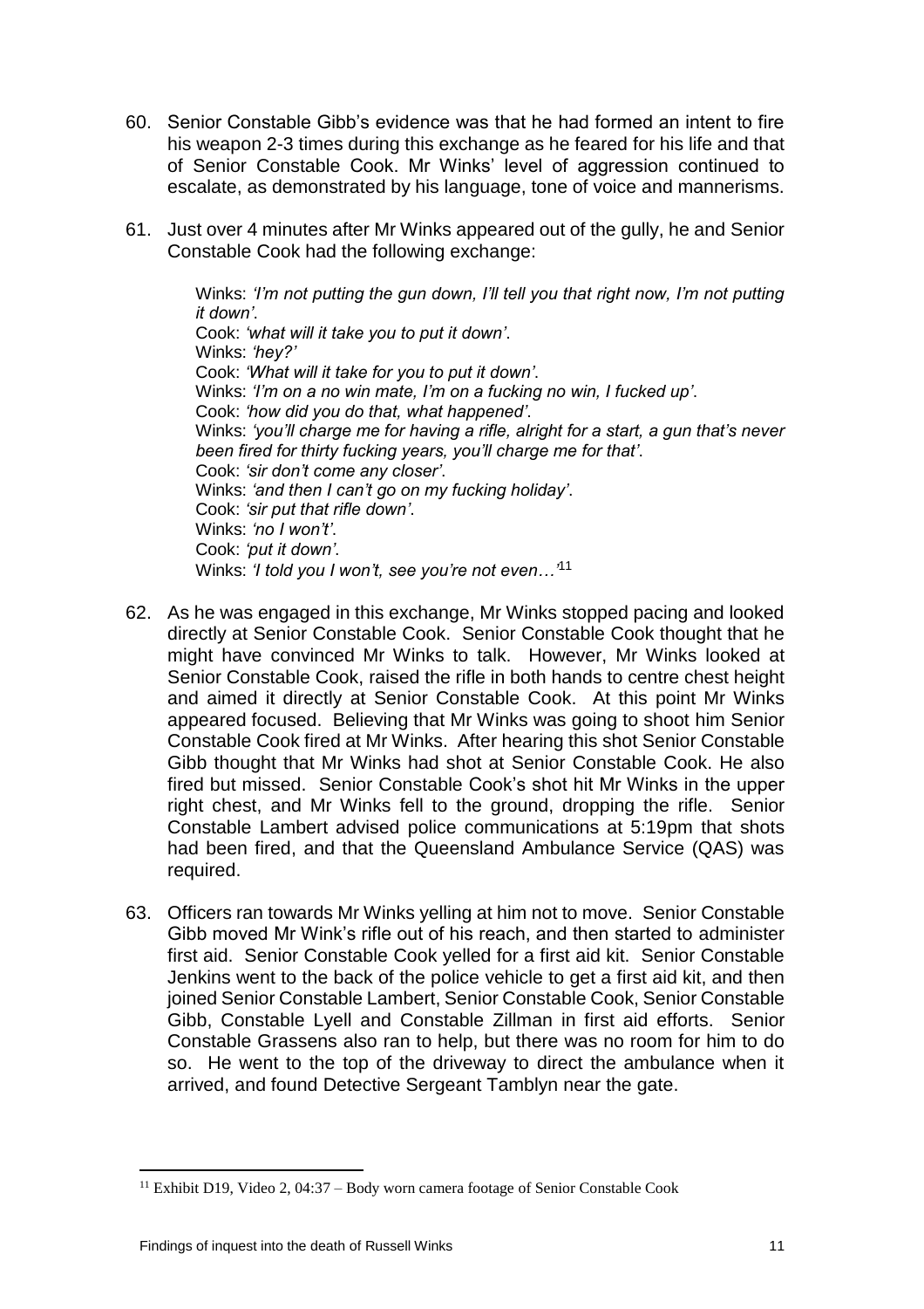60. Senior Constable Gibb's evidence was that he had formed an intent to fire his weapon 2-3 times during this exchange as he feared for his life and that of Senior Constable Cook. Mr Winks' level of aggression continued to escalate, as demonstrated by his language, tone of voice and mannerisms.

61. Just over 4 minutes after Mr Winks appeared out of the gully, he and Senior Constable Cook had the following exchange:

> Winks: *'I'm not putting the gun down, I'll tell you that right now, I'm not putting it down'*.
> Cook: *'what will it take you to put it down'*.
> Winks: *'hey?'*
> Cook: *'What will it take for you to put it down'*.
> Winks: *'I'm on a no win mate, I'm on a fucking no win, I fucked up'*.
> Cook: *'how did you do that, what happened'*.
> Winks: *'you'll charge me for having a rifle, alright for a start, a gun that's never been fired for thirty fucking years, you'll charge me for that'*.
> Cook: *'sir don't come any closer'*.
> Winks: *'and then I can't go on my fucking holiday'*.
> Cook: *'sir put that rifle down'*.
> Winks: *'no I won't'*.
> Cook: *'put it down'*.
> Winks: *'I told you I won't, see you're not even…'*[11]

62. As he was engaged in this exchange, Mr Winks stopped pacing and looked directly at Senior Constable Cook. Senior Constable Cook thought that he might have convinced Mr Winks to talk. However, Mr Winks looked at Senior Constable Cook, raised the rifle in both hands to centre chest height and aimed it directly at Senior Constable Cook. At this point Mr Winks appeared focused. Believing that Mr Winks was going to shoot him Senior Constable Cook fired at Mr Winks. After hearing this shot Senior Constable Gibb thought that Mr Winks had shot at Senior Constable Cook. He also fired but missed. Senior Constable Cook's shot hit Mr Winks in the upper right chest, and Mr Winks fell to the ground, dropping the rifle. Senior Constable Lambert advised police communications at 5:19pm that shots had been fired, and that the Queensland Ambulance Service (QAS) was required.

63. Officers ran towards Mr Winks yelling at him not to move. Senior Constable Gibb moved Mr Wink's rifle out of his reach, and then started to administer first aid. Senior Constable Cook yelled for a first aid kit. Senior Constable Jenkins went to the back of the police vehicle to get a first aid kit, and then joined Senior Constable Lambert, Senior Constable Cook, Senior Constable Gibb, Constable Lyell and Constable Zillman in first aid efforts. Senior Constable Grassens also ran to help, but there was no room for him to do so. He went to the top of the driveway to direct the ambulance when it arrived, and found Detective Sergeant Tamblyn near the gate.

---

[11] Exhibit D19, Video 2, 04:37 – Body worn camera footage of Senior Constable Cook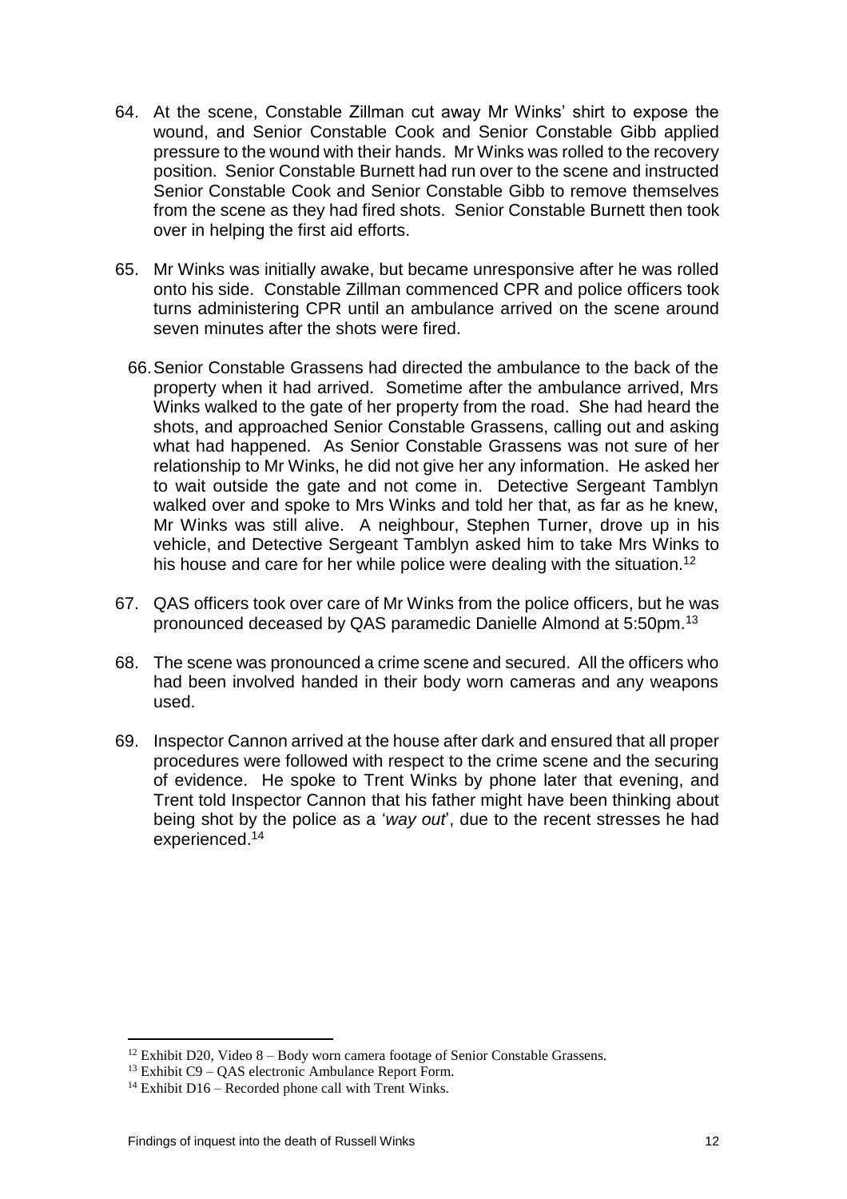64. At the scene, Constable Zillman cut away Mr Winks' shirt to expose the wound, and Senior Constable Cook and Senior Constable Gibb applied pressure to the wound with their hands. Mr Winks was rolled to the recovery position. Senior Constable Burnett had run over to the scene and instructed Senior Constable Cook and Senior Constable Gibb to remove themselves from the scene as they had fired shots. Senior Constable Burnett then took over in helping the first aid efforts.

65. Mr Winks was initially awake, but became unresponsive after he was rolled onto his side. Constable Zillman commenced CPR and police officers took turns administering CPR until an ambulance arrived on the scene around seven minutes after the shots were fired.

66. Senior Constable Grassens had directed the ambulance to the back of the property when it had arrived. Sometime after the ambulance arrived, Mrs Winks walked to the gate of her property from the road. She had heard the shots, and approached Senior Constable Grassens, calling out and asking what had happened. As Senior Constable Grassens was not sure of her relationship to Mr Winks, he did not give her any information. He asked her to wait outside the gate and not come in. Detective Sergeant Tamblyn walked over and spoke to Mrs Winks and told her that, as far as he knew, Mr Winks was still alive. A neighbour, Stephen Turner, drove up in his vehicle, and Detective Sergeant Tamblyn asked him to take Mrs Winks to his house and care for her while police were dealing with the situation.[12]

67. QAS officers took over care of Mr Winks from the police officers, but he was pronounced deceased by QAS paramedic Danielle Almond at 5:50pm.[13]

68. The scene was pronounced a crime scene and secured. All the officers who had been involved handed in their body worn cameras and any weapons used.

69. Inspector Cannon arrived at the house after dark and ensured that all proper procedures were followed with respect to the crime scene and the securing of evidence. He spoke to Trent Winks by phone later that evening, and Trent told Inspector Cannon that his father might have been thinking about being shot by the police as a '*way out*', due to the recent stresses he had experienced.[14]

---

[12] Exhibit D20, Video 8 – Body worn camera footage of Senior Constable Grassens.

[13] Exhibit C9 – QAS electronic Ambulance Report Form.

[14] Exhibit D16 – Recorded phone call with Trent Winks.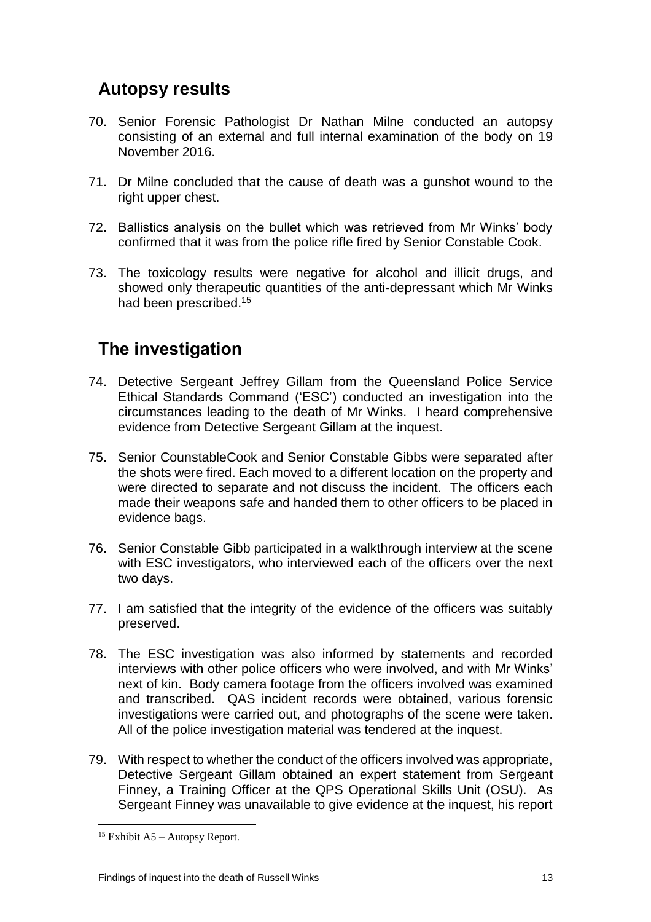## Autopsy results

70. Senior Forensic Pathologist Dr Nathan Milne conducted an autopsy consisting of an external and full internal examination of the body on 19 November 2016.

71. Dr Milne concluded that the cause of death was a gunshot wound to the right upper chest.

72. Ballistics analysis on the bullet which was retrieved from Mr Winks' body confirmed that it was from the police rifle fired by Senior Constable Cook.

73. The toxicology results were negative for alcohol and illicit drugs, and showed only therapeutic quantities of the anti-depressant which Mr Winks had been prescribed.[15]

## The investigation

74. Detective Sergeant Jeffrey Gillam from the Queensland Police Service Ethical Standards Command ('ESC') conducted an investigation into the circumstances leading to the death of Mr Winks. I heard comprehensive evidence from Detective Sergeant Gillam at the inquest.

75. Senior CounstableCook and Senior Constable Gibbs were separated after the shots were fired. Each moved to a different location on the property and were directed to separate and not discuss the incident. The officers each made their weapons safe and handed them to other officers to be placed in evidence bags.

76. Senior Constable Gibb participated in a walkthrough interview at the scene with ESC investigators, who interviewed each of the officers over the next two days.

77. I am satisfied that the integrity of the evidence of the officers was suitably preserved.

78. The ESC investigation was also informed by statements and recorded interviews with other police officers who were involved, and with Mr Winks' next of kin. Body camera footage from the officers involved was examined and transcribed. QAS incident records were obtained, various forensic investigations were carried out, and photographs of the scene were taken. All of the police investigation material was tendered at the inquest.

79. With respect to whether the conduct of the officers involved was appropriate, Detective Sergeant Gillam obtained an expert statement from Sergeant Finney, a Training Officer at the QPS Operational Skills Unit (OSU). As Sergeant Finney was unavailable to give evidence at the inquest, his report

[15] Exhibit A5 – Autopsy Report.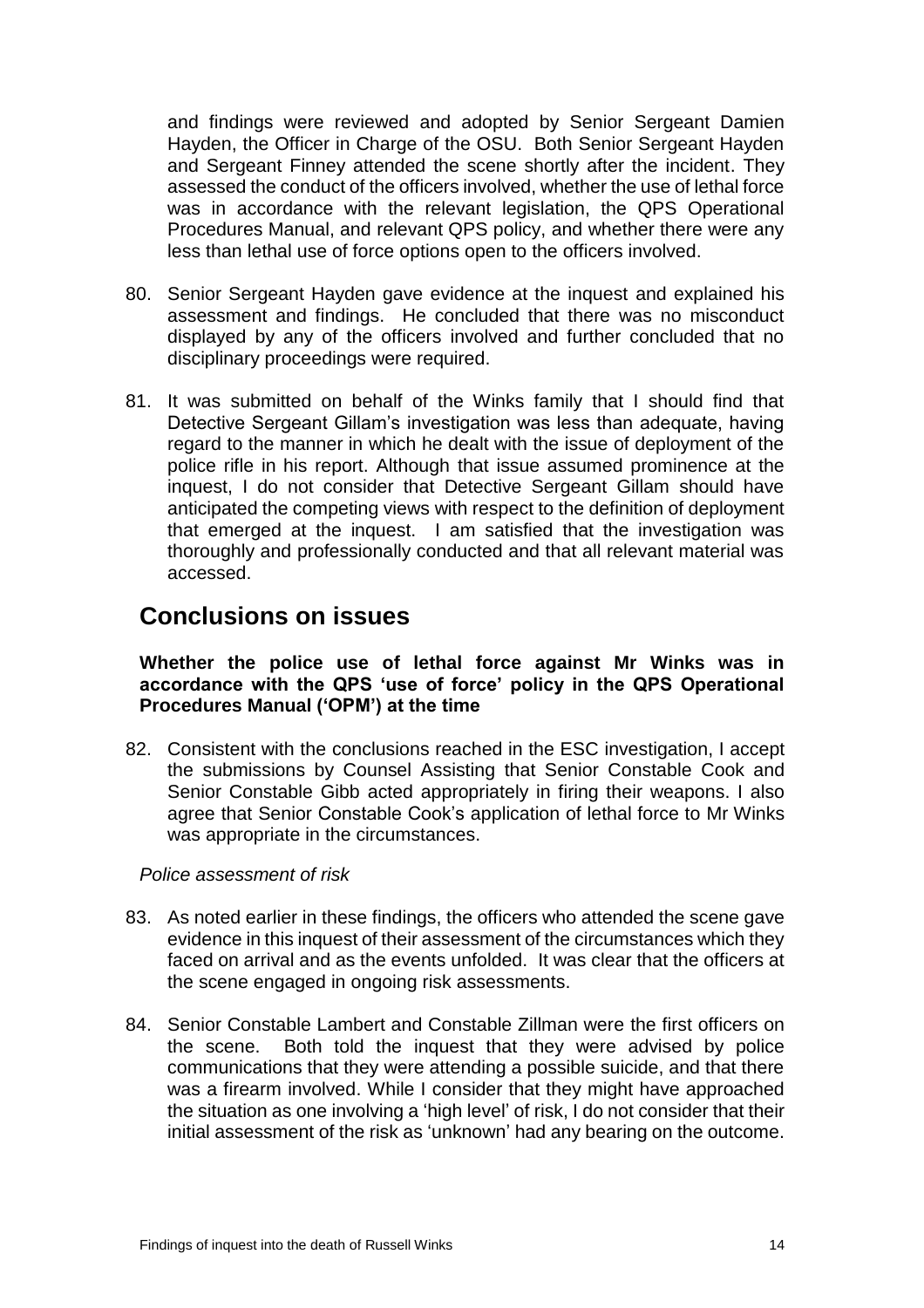and findings were reviewed and adopted by Senior Sergeant Damien Hayden, the Officer in Charge of the OSU. Both Senior Sergeant Hayden and Sergeant Finney attended the scene shortly after the incident. They assessed the conduct of the officers involved, whether the use of lethal force was in accordance with the relevant legislation, the QPS Operational Procedures Manual, and relevant QPS policy, and whether there were any less than lethal use of force options open to the officers involved.

80. Senior Sergeant Hayden gave evidence at the inquest and explained his assessment and findings. He concluded that there was no misconduct displayed by any of the officers involved and further concluded that no disciplinary proceedings were required.

81. It was submitted on behalf of the Winks family that I should find that Detective Sergeant Gillam's investigation was less than adequate, having regard to the manner in which he dealt with the issue of deployment of the police rifle in his report. Although that issue assumed prominence at the inquest, I do not consider that Detective Sergeant Gillam should have anticipated the competing views with respect to the definition of deployment that emerged at the inquest. I am satisfied that the investigation was thoroughly and professionally conducted and that all relevant material was accessed.

## Conclusions on issues

**Whether the police use of lethal force against Mr Winks was in accordance with the QPS 'use of force' policy in the QPS Operational Procedures Manual ('OPM') at the time**

82. Consistent with the conclusions reached in the ESC investigation, I accept the submissions by Counsel Assisting that Senior Constable Cook and Senior Constable Gibb acted appropriately in firing their weapons. I also agree that Senior Constable Cook's application of lethal force to Mr Winks was appropriate in the circumstances.

*Police assessment of risk*

83. As noted earlier in these findings, the officers who attended the scene gave evidence in this inquest of their assessment of the circumstances which they faced on arrival and as the events unfolded. It was clear that the officers at the scene engaged in ongoing risk assessments.

84. Senior Constable Lambert and Constable Zillman were the first officers on the scene. Both told the inquest that they were advised by police communications that they were attending a possible suicide, and that there was a firearm involved. While I consider that they might have approached the situation as one involving a 'high level' of risk, I do not consider that their initial assessment of the risk as 'unknown' had any bearing on the outcome.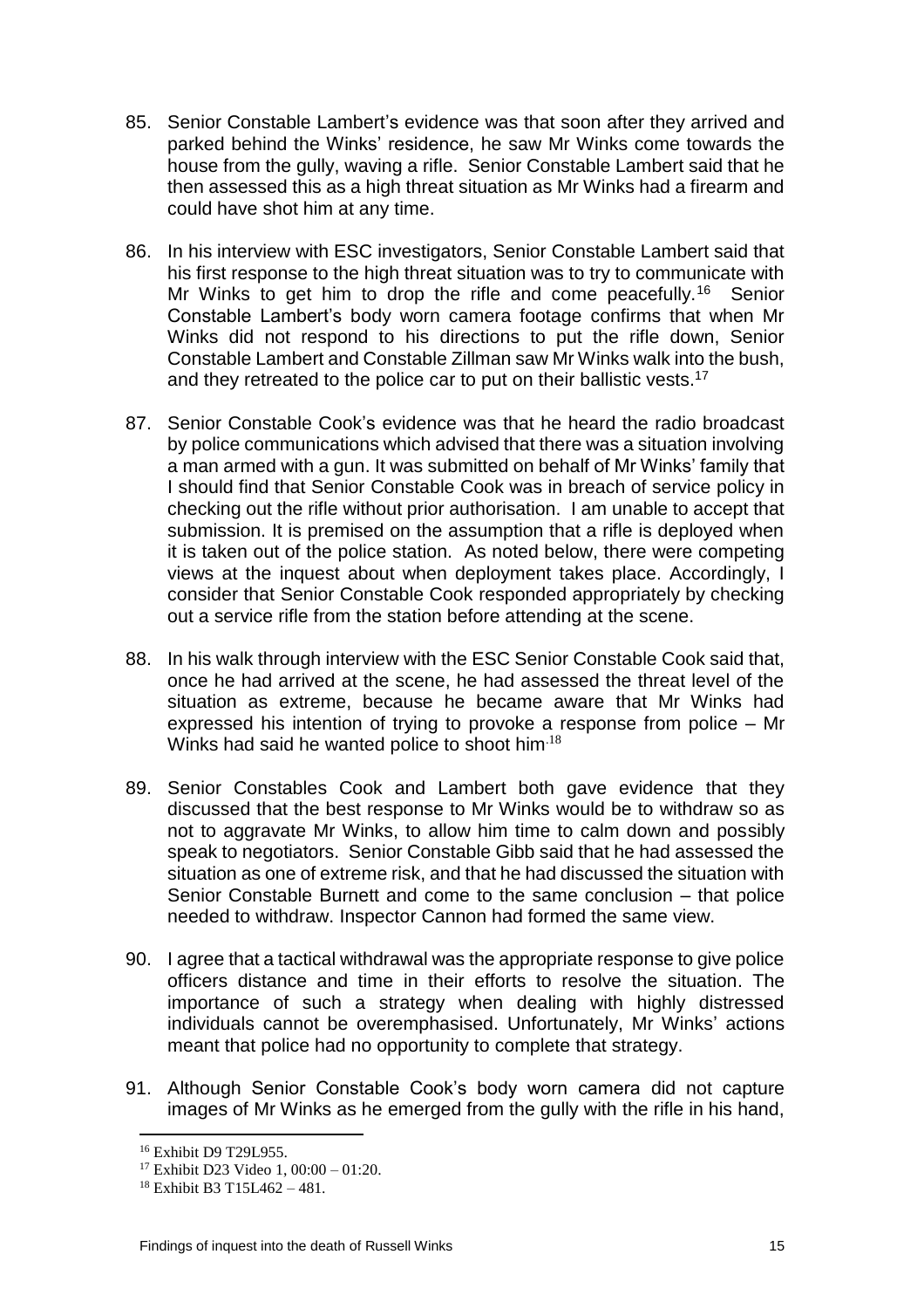85. Senior Constable Lambert's evidence was that soon after they arrived and parked behind the Winks' residence, he saw Mr Winks come towards the house from the gully, waving a rifle. Senior Constable Lambert said that he then assessed this as a high threat situation as Mr Winks had a firearm and could have shot him at any time.

86. In his interview with ESC investigators, Senior Constable Lambert said that his first response to the high threat situation was to try to communicate with Mr Winks to get him to drop the rifle and come peacefully.[16] Senior Constable Lambert's body worn camera footage confirms that when Mr Winks did not respond to his directions to put the rifle down, Senior Constable Lambert and Constable Zillman saw Mr Winks walk into the bush, and they retreated to the police car to put on their ballistic vests.[17]

87. Senior Constable Cook's evidence was that he heard the radio broadcast by police communications which advised that there was a situation involving a man armed with a gun. It was submitted on behalf of Mr Winks' family that I should find that Senior Constable Cook was in breach of service policy in checking out the rifle without prior authorisation. I am unable to accept that submission. It is premised on the assumption that a rifle is deployed when it is taken out of the police station. As noted below, there were competing views at the inquest about when deployment takes place. Accordingly, I consider that Senior Constable Cook responded appropriately by checking out a service rifle from the station before attending at the scene.

88. In his walk through interview with the ESC Senior Constable Cook said that, once he had arrived at the scene, he had assessed the threat level of the situation as extreme, because he became aware that Mr Winks had expressed his intention of trying to provoke a response from police – Mr Winks had said he wanted police to shoot him.[18]

89. Senior Constables Cook and Lambert both gave evidence that they discussed that the best response to Mr Winks would be to withdraw so as not to aggravate Mr Winks, to allow him time to calm down and possibly speak to negotiators. Senior Constable Gibb said that he had assessed the situation as one of extreme risk, and that he had discussed the situation with Senior Constable Burnett and come to the same conclusion – that police needed to withdraw. Inspector Cannon had formed the same view.

90. I agree that a tactical withdrawal was the appropriate response to give police officers distance and time in their efforts to resolve the situation. The importance of such a strategy when dealing with highly distressed individuals cannot be overemphasised. Unfortunately, Mr Winks' actions meant that police had no opportunity to complete that strategy.

91. Although Senior Constable Cook's body worn camera did not capture images of Mr Winks as he emerged from the gully with the rifle in his hand,

---

[16] Exhibit D9 T29L955.

[17] Exhibit D23 Video 1, 00:00 – 01:20.

[18] Exhibit B3 T15L462 – 481.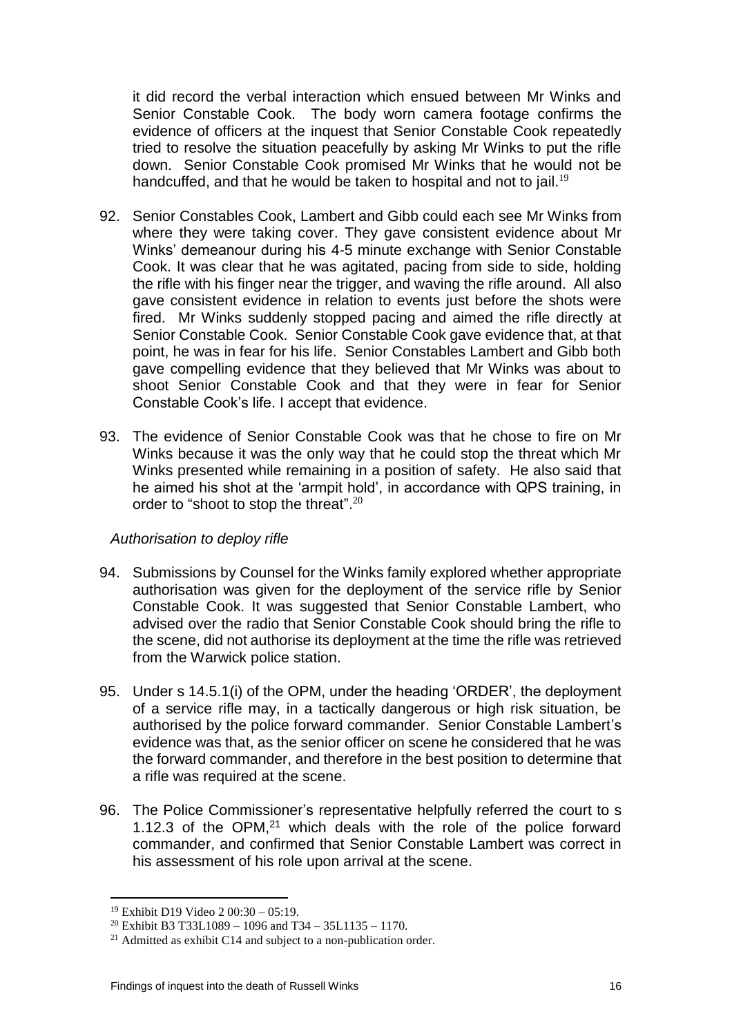it did record the verbal interaction which ensued between Mr Winks and Senior Constable Cook. The body worn camera footage confirms the evidence of officers at the inquest that Senior Constable Cook repeatedly tried to resolve the situation peacefully by asking Mr Winks to put the rifle down. Senior Constable Cook promised Mr Winks that he would not be handcuffed, and that he would be taken to hospital and not to jail.[19]

92. Senior Constables Cook, Lambert and Gibb could each see Mr Winks from where they were taking cover. They gave consistent evidence about Mr Winks' demeanour during his 4-5 minute exchange with Senior Constable Cook. It was clear that he was agitated, pacing from side to side, holding the rifle with his finger near the trigger, and waving the rifle around. All also gave consistent evidence in relation to events just before the shots were fired. Mr Winks suddenly stopped pacing and aimed the rifle directly at Senior Constable Cook. Senior Constable Cook gave evidence that, at that point, he was in fear for his life. Senior Constables Lambert and Gibb both gave compelling evidence that they believed that Mr Winks was about to shoot Senior Constable Cook and that they were in fear for Senior Constable Cook's life. I accept that evidence.

93. The evidence of Senior Constable Cook was that he chose to fire on Mr Winks because it was the only way that he could stop the threat which Mr Winks presented while remaining in a position of safety. He also said that he aimed his shot at the 'armpit hold', in accordance with QPS training, in order to "shoot to stop the threat".[20]

*Authorisation to deploy rifle*

94. Submissions by Counsel for the Winks family explored whether appropriate authorisation was given for the deployment of the service rifle by Senior Constable Cook. It was suggested that Senior Constable Lambert, who advised over the radio that Senior Constable Cook should bring the rifle to the scene, did not authorise its deployment at the time the rifle was retrieved from the Warwick police station.

95. Under s 14.5.1(i) of the OPM, under the heading 'ORDER', the deployment of a service rifle may, in a tactically dangerous or high risk situation, be authorised by the police forward commander. Senior Constable Lambert's evidence was that, as the senior officer on scene he considered that he was the forward commander, and therefore in the best position to determine that a rifle was required at the scene.

96. The Police Commissioner's representative helpfully referred the court to s 1.12.3 of the OPM,[21] which deals with the role of the police forward commander, and confirmed that Senior Constable Lambert was correct in his assessment of his role upon arrival at the scene.

---

[19] Exhibit D19 Video 2 00:30 – 05:19.

[20] Exhibit B3 T33L1089 – 1096 and T34 – 35L1135 – 1170.

[21] Admitted as exhibit C14 and subject to a non-publication order.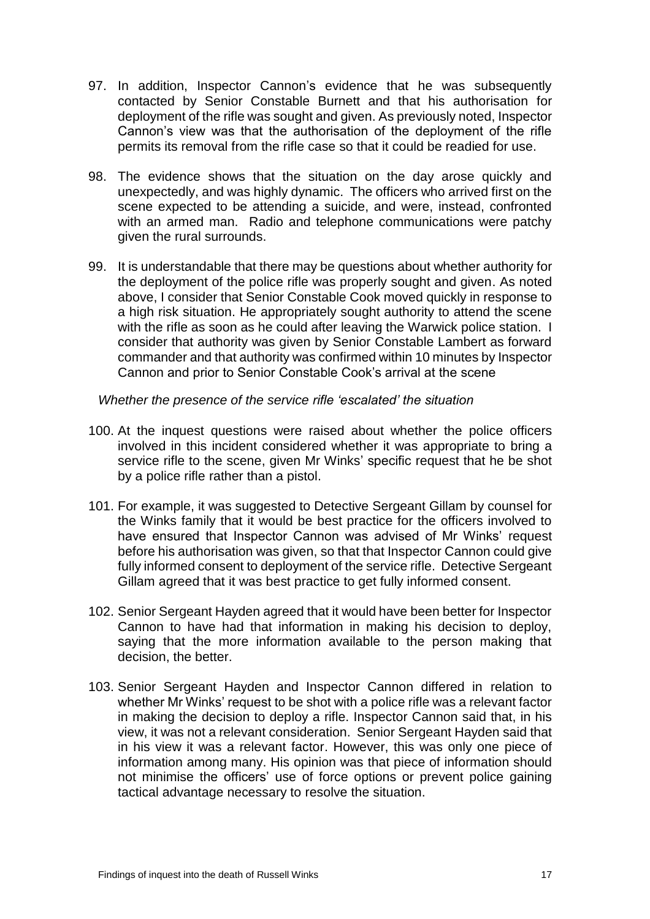97. In addition, Inspector Cannon's evidence that he was subsequently contacted by Senior Constable Burnett and that his authorisation for deployment of the rifle was sought and given. As previously noted, Inspector Cannon's view was that the authorisation of the deployment of the rifle permits its removal from the rifle case so that it could be readied for use.

98. The evidence shows that the situation on the day arose quickly and unexpectedly, and was highly dynamic. The officers who arrived first on the scene expected to be attending a suicide, and were, instead, confronted with an armed man. Radio and telephone communications were patchy given the rural surrounds.

99. It is understandable that there may be questions about whether authority for the deployment of the police rifle was properly sought and given. As noted above, I consider that Senior Constable Cook moved quickly in response to a high risk situation. He appropriately sought authority to attend the scene with the rifle as soon as he could after leaving the Warwick police station. I consider that authority was given by Senior Constable Lambert as forward commander and that authority was confirmed within 10 minutes by Inspector Cannon and prior to Senior Constable Cook's arrival at the scene

*Whether the presence of the service rifle 'escalated' the situation*

100. At the inquest questions were raised about whether the police officers involved in this incident considered whether it was appropriate to bring a service rifle to the scene, given Mr Winks' specific request that he be shot by a police rifle rather than a pistol.

101. For example, it was suggested to Detective Sergeant Gillam by counsel for the Winks family that it would be best practice for the officers involved to have ensured that Inspector Cannon was advised of Mr Winks' request before his authorisation was given, so that that Inspector Cannon could give fully informed consent to deployment of the service rifle. Detective Sergeant Gillam agreed that it was best practice to get fully informed consent.

102. Senior Sergeant Hayden agreed that it would have been better for Inspector Cannon to have had that information in making his decision to deploy, saying that the more information available to the person making that decision, the better.

103. Senior Sergeant Hayden and Inspector Cannon differed in relation to whether Mr Winks' request to be shot with a police rifle was a relevant factor in making the decision to deploy a rifle. Inspector Cannon said that, in his view, it was not a relevant consideration. Senior Sergeant Hayden said that in his view it was a relevant factor. However, this was only one piece of information among many. His opinion was that piece of information should not minimise the officers' use of force options or prevent police gaining tactical advantage necessary to resolve the situation.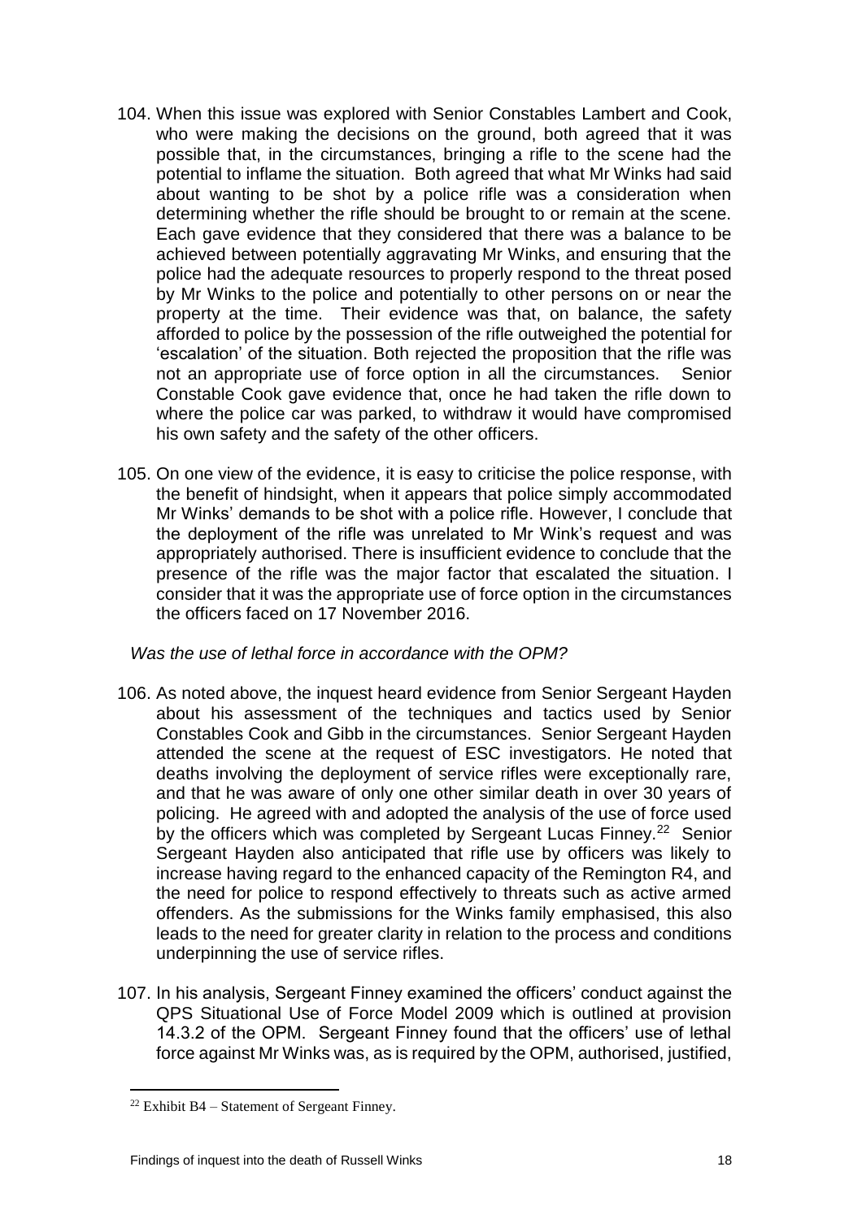104. When this issue was explored with Senior Constables Lambert and Cook, who were making the decisions on the ground, both agreed that it was possible that, in the circumstances, bringing a rifle to the scene had the potential to inflame the situation. Both agreed that what Mr Winks had said about wanting to be shot by a police rifle was a consideration when determining whether the rifle should be brought to or remain at the scene. Each gave evidence that they considered that there was a balance to be achieved between potentially aggravating Mr Winks, and ensuring that the police had the adequate resources to properly respond to the threat posed by Mr Winks to the police and potentially to other persons on or near the property at the time. Their evidence was that, on balance, the safety afforded to police by the possession of the rifle outweighed the potential for 'escalation' of the situation. Both rejected the proposition that the rifle was not an appropriate use of force option in all the circumstances. Senior Constable Cook gave evidence that, once he had taken the rifle down to where the police car was parked, to withdraw it would have compromised his own safety and the safety of the other officers.

105. On one view of the evidence, it is easy to criticise the police response, with the benefit of hindsight, when it appears that police simply accommodated Mr Winks' demands to be shot with a police rifle. However, I conclude that the deployment of the rifle was unrelated to Mr Wink's request and was appropriately authorised. There is insufficient evidence to conclude that the presence of the rifle was the major factor that escalated the situation. I consider that it was the appropriate use of force option in the circumstances the officers faced on 17 November 2016.

*Was the use of lethal force in accordance with the OPM?*

106. As noted above, the inquest heard evidence from Senior Sergeant Hayden about his assessment of the techniques and tactics used by Senior Constables Cook and Gibb in the circumstances. Senior Sergeant Hayden attended the scene at the request of ESC investigators. He noted that deaths involving the deployment of service rifles were exceptionally rare, and that he was aware of only one other similar death in over 30 years of policing. He agreed with and adopted the analysis of the use of force used by the officers which was completed by Sergeant Lucas Finney.[22] Senior Sergeant Hayden also anticipated that rifle use by officers was likely to increase having regard to the enhanced capacity of the Remington R4, and the need for police to respond effectively to threats such as active armed offenders. As the submissions for the Winks family emphasised, this also leads to the need for greater clarity in relation to the process and conditions underpinning the use of service rifles.

107. In his analysis, Sergeant Finney examined the officers' conduct against the QPS Situational Use of Force Model 2009 which is outlined at provision 14.3.2 of the OPM. Sergeant Finney found that the officers' use of lethal force against Mr Winks was, as is required by the OPM, authorised, justified,

[22] Exhibit B4 – Statement of Sergeant Finney.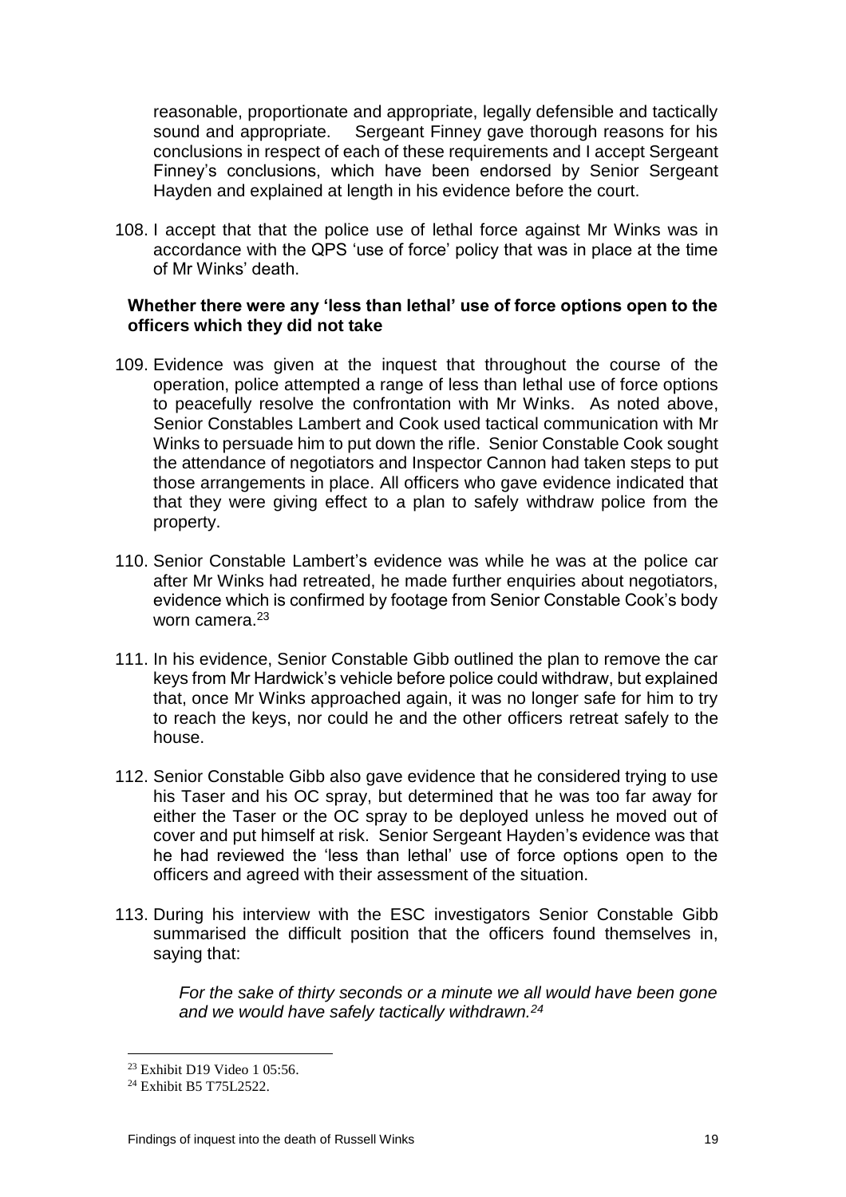reasonable, proportionate and appropriate, legally defensible and tactically sound and appropriate. Sergeant Finney gave thorough reasons for his conclusions in respect of each of these requirements and I accept Sergeant Finney's conclusions, which have been endorsed by Senior Sergeant Hayden and explained at length in his evidence before the court.

108. I accept that that the police use of lethal force against Mr Winks was in accordance with the QPS 'use of force' policy that was in place at the time of Mr Winks' death.

### Whether there were any 'less than lethal' use of force options open to the officers which they did not take

109. Evidence was given at the inquest that throughout the course of the operation, police attempted a range of less than lethal use of force options to peacefully resolve the confrontation with Mr Winks. As noted above, Senior Constables Lambert and Cook used tactical communication with Mr Winks to persuade him to put down the rifle. Senior Constable Cook sought the attendance of negotiators and Inspector Cannon had taken steps to put those arrangements in place. All officers who gave evidence indicated that that they were giving effect to a plan to safely withdraw police from the property.

110. Senior Constable Lambert's evidence was while he was at the police car after Mr Winks had retreated, he made further enquiries about negotiators, evidence which is confirmed by footage from Senior Constable Cook's body worn camera.[23]

111. In his evidence, Senior Constable Gibb outlined the plan to remove the car keys from Mr Hardwick's vehicle before police could withdraw, but explained that, once Mr Winks approached again, it was no longer safe for him to try to reach the keys, nor could he and the other officers retreat safely to the house.

112. Senior Constable Gibb also gave evidence that he considered trying to use his Taser and his OC spray, but determined that he was too far away for either the Taser or the OC spray to be deployed unless he moved out of cover and put himself at risk. Senior Sergeant Hayden's evidence was that he had reviewed the 'less than lethal' use of force options open to the officers and agreed with their assessment of the situation.

113. During his interview with the ESC investigators Senior Constable Gibb summarised the difficult position that the officers found themselves in, saying that:

> *For the sake of thirty seconds or a minute we all would have been gone and we would have safely tactically withdrawn.[24]*

---

[23] Exhibit D19 Video 1 05:56.

[24] Exhibit B5 T75L2522.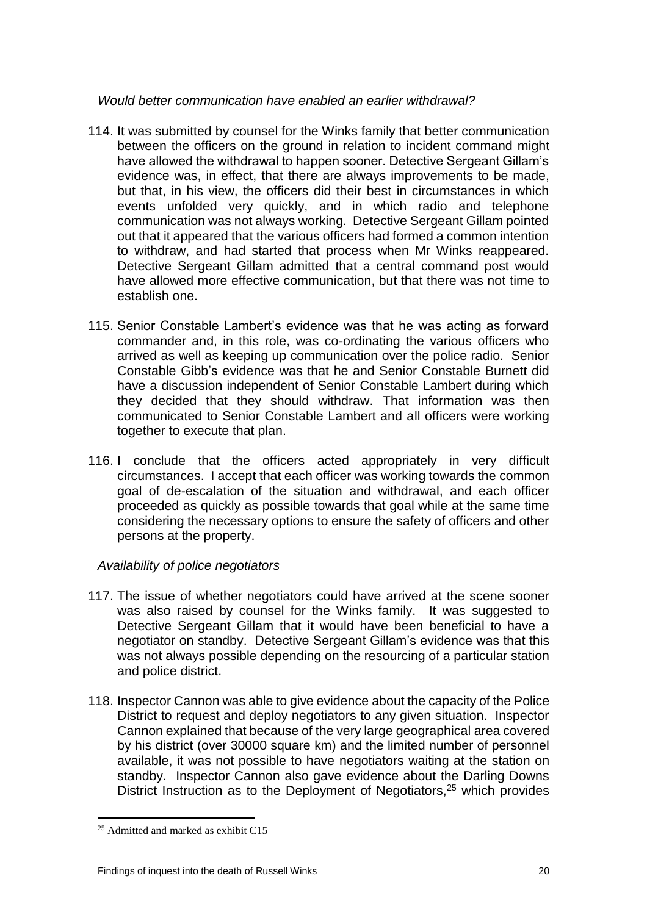*Would better communication have enabled an earlier withdrawal?*

114. It was submitted by counsel for the Winks family that better communication between the officers on the ground in relation to incident command might have allowed the withdrawal to happen sooner. Detective Sergeant Gillam's evidence was, in effect, that there are always improvements to be made, but that, in his view, the officers did their best in circumstances in which events unfolded very quickly, and in which radio and telephone communication was not always working. Detective Sergeant Gillam pointed out that it appeared that the various officers had formed a common intention to withdraw, and had started that process when Mr Winks reappeared. Detective Sergeant Gillam admitted that a central command post would have allowed more effective communication, but that there was not time to establish one.

115. Senior Constable Lambert's evidence was that he was acting as forward commander and, in this role, was co-ordinating the various officers who arrived as well as keeping up communication over the police radio. Senior Constable Gibb's evidence was that he and Senior Constable Burnett did have a discussion independent of Senior Constable Lambert during which they decided that they should withdraw. That information was then communicated to Senior Constable Lambert and all officers were working together to execute that plan.

116. I conclude that the officers acted appropriately in very difficult circumstances. I accept that each officer was working towards the common goal of de-escalation of the situation and withdrawal, and each officer proceeded as quickly as possible towards that goal while at the same time considering the necessary options to ensure the safety of officers and other persons at the property.

*Availability of police negotiators*

117. The issue of whether negotiators could have arrived at the scene sooner was also raised by counsel for the Winks family. It was suggested to Detective Sergeant Gillam that it would have been beneficial to have a negotiator on standby. Detective Sergeant Gillam's evidence was that this was not always possible depending on the resourcing of a particular station and police district.

118. Inspector Cannon was able to give evidence about the capacity of the Police District to request and deploy negotiators to any given situation. Inspector Cannon explained that because of the very large geographical area covered by his district (over 30000 square km) and the limited number of personnel available, it was not possible to have negotiators waiting at the station on standby. Inspector Cannon also gave evidence about the Darling Downs District Instruction as to the Deployment of Negotiators,[25] which provides

[25] Admitted and marked as exhibit C15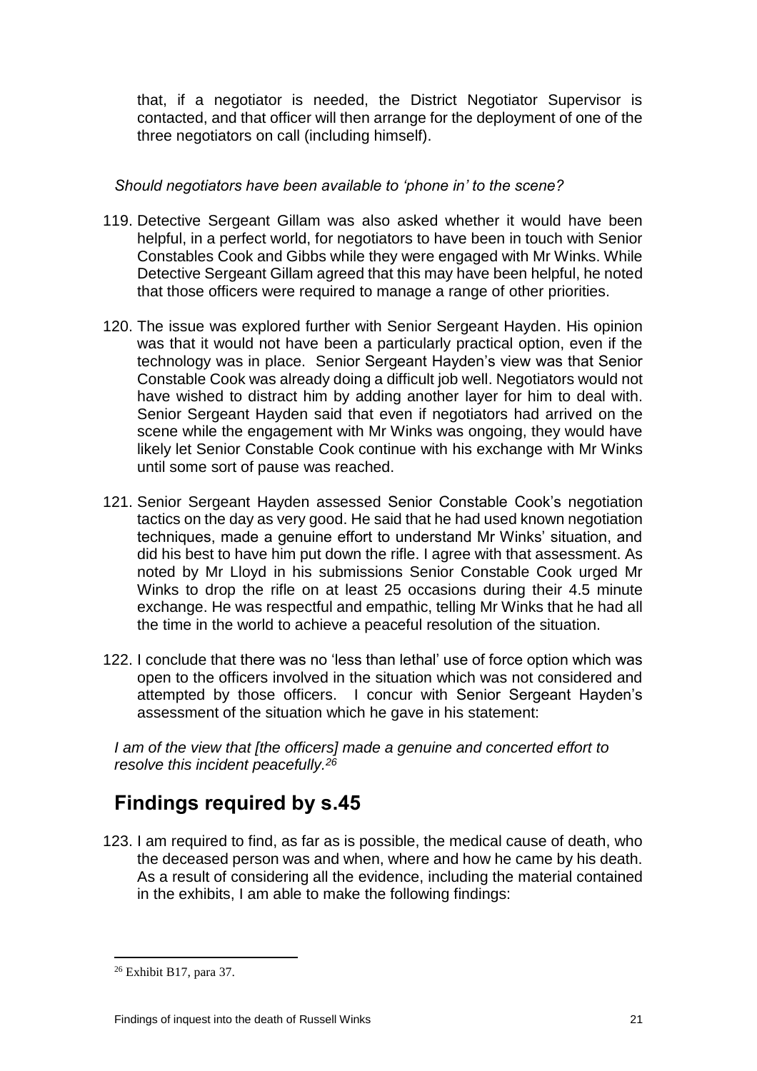that, if a negotiator is needed, the District Negotiator Supervisor is contacted, and that officer will then arrange for the deployment of one of the three negotiators on call (including himself).

*Should negotiators have been available to 'phone in' to the scene?*

119. Detective Sergeant Gillam was also asked whether it would have been helpful, in a perfect world, for negotiators to have been in touch with Senior Constables Cook and Gibbs while they were engaged with Mr Winks. While Detective Sergeant Gillam agreed that this may have been helpful, he noted that those officers were required to manage a range of other priorities.

120. The issue was explored further with Senior Sergeant Hayden. His opinion was that it would not have been a particularly practical option, even if the technology was in place. Senior Sergeant Hayden's view was that Senior Constable Cook was already doing a difficult job well. Negotiators would not have wished to distract him by adding another layer for him to deal with. Senior Sergeant Hayden said that even if negotiators had arrived on the scene while the engagement with Mr Winks was ongoing, they would have likely let Senior Constable Cook continue with his exchange with Mr Winks until some sort of pause was reached.

121. Senior Sergeant Hayden assessed Senior Constable Cook's negotiation tactics on the day as very good. He said that he had used known negotiation techniques, made a genuine effort to understand Mr Winks' situation, and did his best to have him put down the rifle. I agree with that assessment. As noted by Mr Lloyd in his submissions Senior Constable Cook urged Mr Winks to drop the rifle on at least 25 occasions during their 4.5 minute exchange. He was respectful and empathic, telling Mr Winks that he had all the time in the world to achieve a peaceful resolution of the situation.

122. I conclude that there was no 'less than lethal' use of force option which was open to the officers involved in the situation which was not considered and attempted by those officers. I concur with Senior Sergeant Hayden's assessment of the situation which he gave in his statement:

*I am of the view that [the officers] made a genuine and concerted effort to resolve this incident peacefully.*[26]

## Findings required by s.45

123. I am required to find, as far as is possible, the medical cause of death, who the deceased person was and when, where and how he came by his death. As a result of considering all the evidence, including the material contained in the exhibits, I am able to make the following findings:

[26] Exhibit B17, para 37.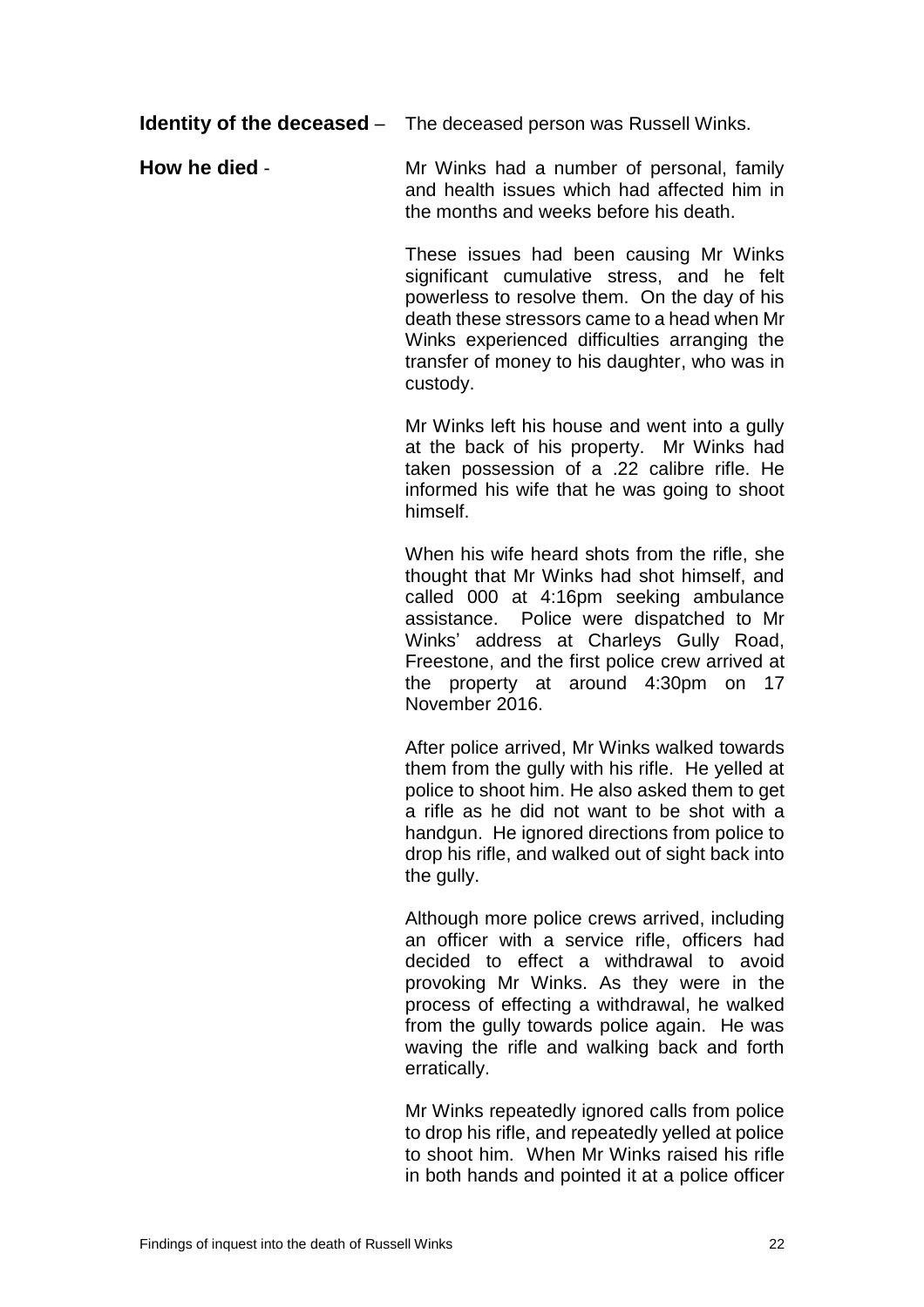**Identity of the deceased** – The deceased person was Russell Winks.

**How he died** - Mr Winks had a number of personal, family and health issues which had affected him in the months and weeks before his death.

These issues had been causing Mr Winks significant cumulative stress, and he felt powerless to resolve them. On the day of his death these stressors came to a head when Mr Winks experienced difficulties arranging the transfer of money to his daughter, who was in custody.

Mr Winks left his house and went into a gully at the back of his property. Mr Winks had taken possession of a .22 calibre rifle. He informed his wife that he was going to shoot himself.

When his wife heard shots from the rifle, she thought that Mr Winks had shot himself, and called 000 at 4:16pm seeking ambulance assistance. Police were dispatched to Mr Winks' address at Charleys Gully Road, Freestone, and the first police crew arrived at the property at around 4:30pm on 17 November 2016.

After police arrived, Mr Winks walked towards them from the gully with his rifle. He yelled at police to shoot him. He also asked them to get a rifle as he did not want to be shot with a handgun. He ignored directions from police to drop his rifle, and walked out of sight back into the gully.

Although more police crews arrived, including an officer with a service rifle, officers had decided to effect a withdrawal to avoid provoking Mr Winks. As they were in the process of effecting a withdrawal, he walked from the gully towards police again. He was waving the rifle and walking back and forth erratically.

Mr Winks repeatedly ignored calls from police to drop his rifle, and repeatedly yelled at police to shoot him. When Mr Winks raised his rifle in both hands and pointed it at a police officer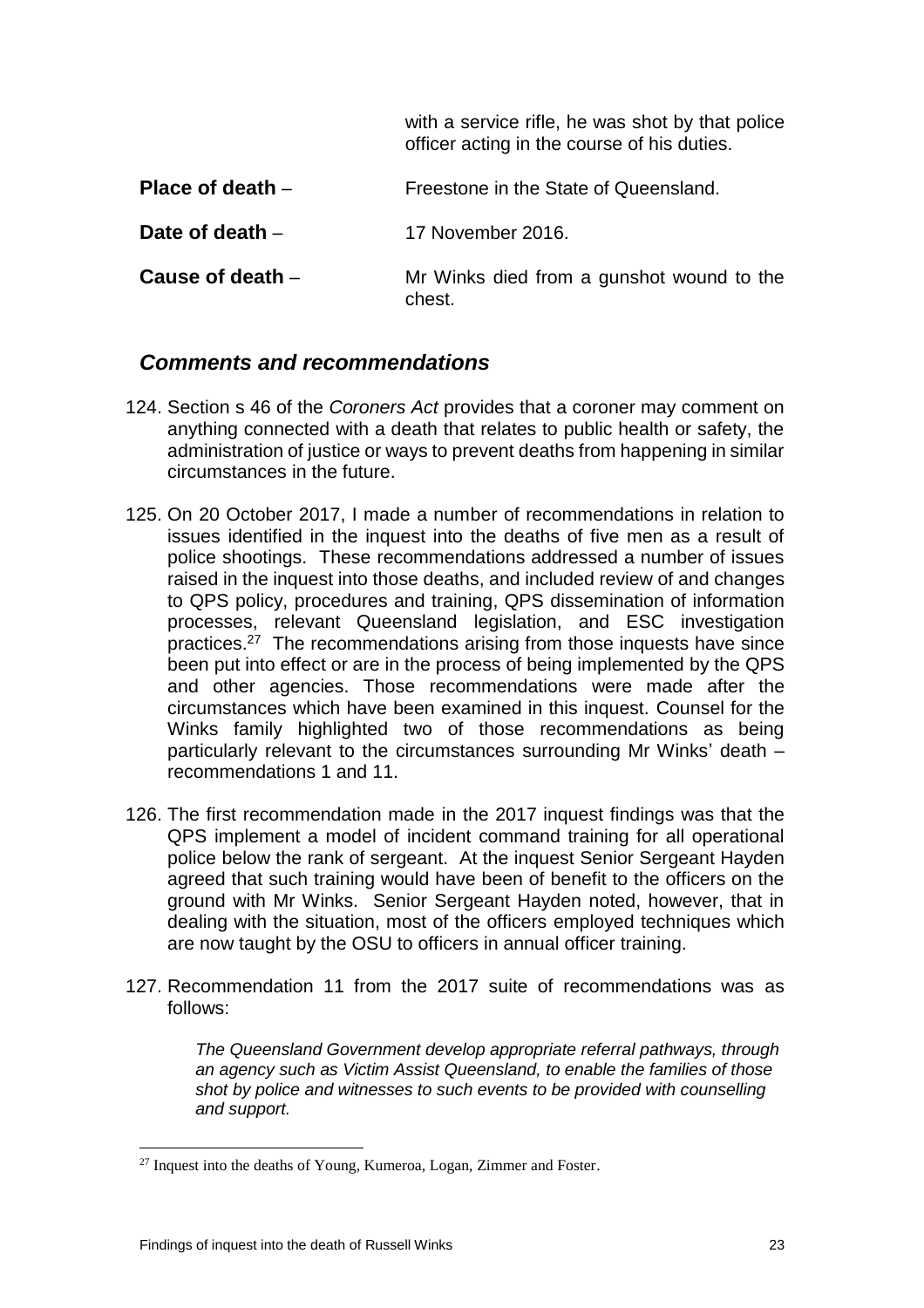|  | with a service rifle, he was shot by that police officer acting in the course of his duties. |
|---|---|
| **Place of death** – | Freestone in the State of Queensland. |
| **Date of death** – | 17 November 2016. |
| **Cause of death** – | Mr Winks died from a gunshot wound to the chest. |

## *Comments and recommendations*

124. Section s 46 of the *Coroners Act* provides that a coroner may comment on anything connected with a death that relates to public health or safety, the administration of justice or ways to prevent deaths from happening in similar circumstances in the future.

125. On 20 October 2017, I made a number of recommendations in relation to issues identified in the inquest into the deaths of five men as a result of police shootings. These recommendations addressed a number of issues raised in the inquest into those deaths, and included review of and changes to QPS policy, procedures and training, QPS dissemination of information processes, relevant Queensland legislation, and ESC investigation practices.[27] The recommendations arising from those inquests have since been put into effect or are in the process of being implemented by the QPS and other agencies. Those recommendations were made after the circumstances which have been examined in this inquest. Counsel for the Winks family highlighted two of those recommendations as being particularly relevant to the circumstances surrounding Mr Winks' death – recommendations 1 and 11.

126. The first recommendation made in the 2017 inquest findings was that the QPS implement a model of incident command training for all operational police below the rank of sergeant. At the inquest Senior Sergeant Hayden agreed that such training would have been of benefit to the officers on the ground with Mr Winks. Senior Sergeant Hayden noted, however, that in dealing with the situation, most of the officers employed techniques which are now taught by the OSU to officers in annual officer training.

127. Recommendation 11 from the 2017 suite of recommendations was as follows:

> *The Queensland Government develop appropriate referral pathways, through an agency such as Victim Assist Queensland, to enable the families of those shot by police and witnesses to such events to be provided with counselling and support.*

[27] Inquest into the deaths of Young, Kumeroa, Logan, Zimmer and Foster.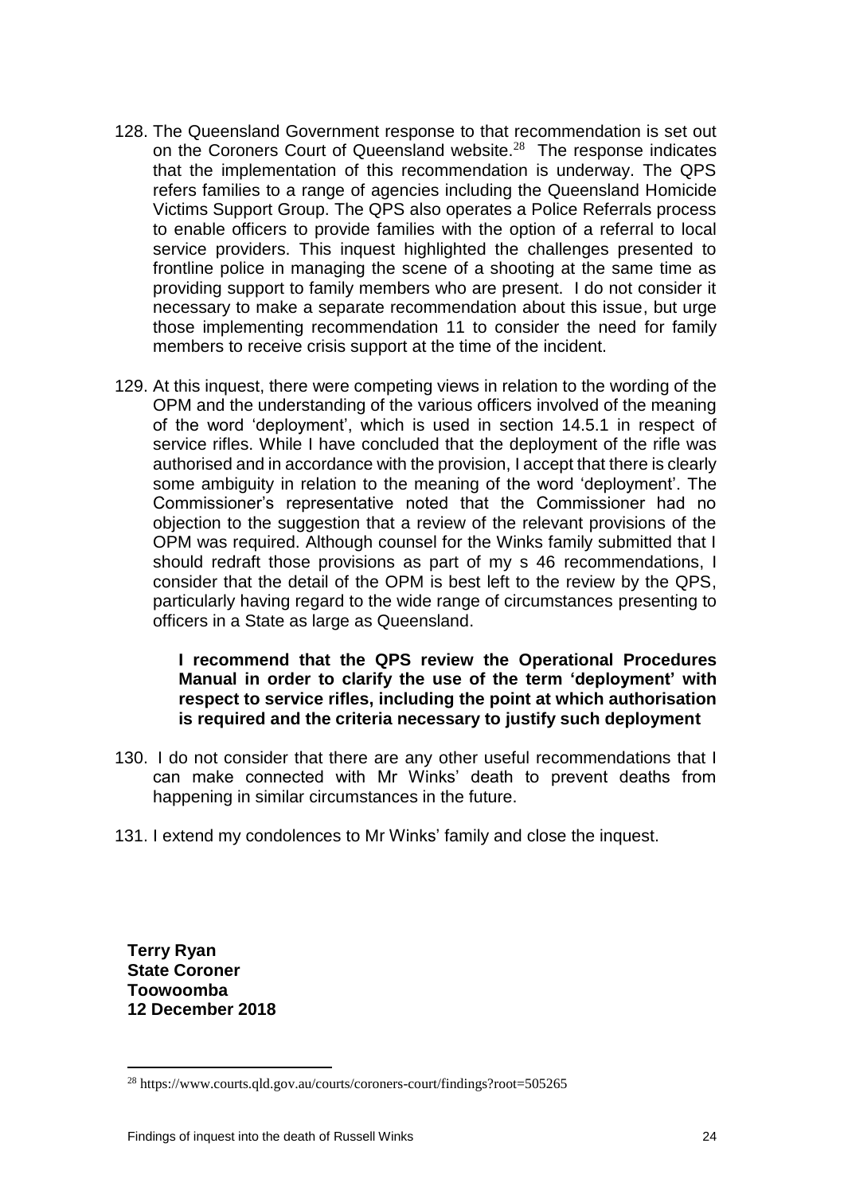128. The Queensland Government response to that recommendation is set out on the Coroners Court of Queensland website.[28] The response indicates that the implementation of this recommendation is underway. The QPS refers families to a range of agencies including the Queensland Homicide Victims Support Group. The QPS also operates a Police Referrals process to enable officers to provide families with the option of a referral to local service providers. This inquest highlighted the challenges presented to frontline police in managing the scene of a shooting at the same time as providing support to family members who are present. I do not consider it necessary to make a separate recommendation about this issue, but urge those implementing recommendation 11 to consider the need for family members to receive crisis support at the time of the incident.

129. At this inquest, there were competing views in relation to the wording of the OPM and the understanding of the various officers involved of the meaning of the word 'deployment', which is used in section 14.5.1 in respect of service rifles. While I have concluded that the deployment of the rifle was authorised and in accordance with the provision, I accept that there is clearly some ambiguity in relation to the meaning of the word 'deployment'. The Commissioner's representative noted that the Commissioner had no objection to the suggestion that a review of the relevant provisions of the OPM was required. Although counsel for the Winks family submitted that I should redraft those provisions as part of my s 46 recommendations, I consider that the detail of the OPM is best left to the review by the QPS, particularly having regard to the wide range of circumstances presenting to officers in a State as large as Queensland.

    **I recommend that the QPS review the Operational Procedures Manual in order to clarify the use of the term 'deployment' with respect to service rifles, including the point at which authorisation is required and the criteria necessary to justify such deployment**

130. I do not consider that there are any other useful recommendations that I can make connected with Mr Winks' death to prevent deaths from happening in similar circumstances in the future.

131. I extend my condolences to Mr Winks' family and close the inquest.

**Terry Ryan**
**State Coroner**
**Toowoomba**
**12 December 2018**

---

[28] https://www.courts.qld.gov.au/courts/coroners-court/findings?root=505265